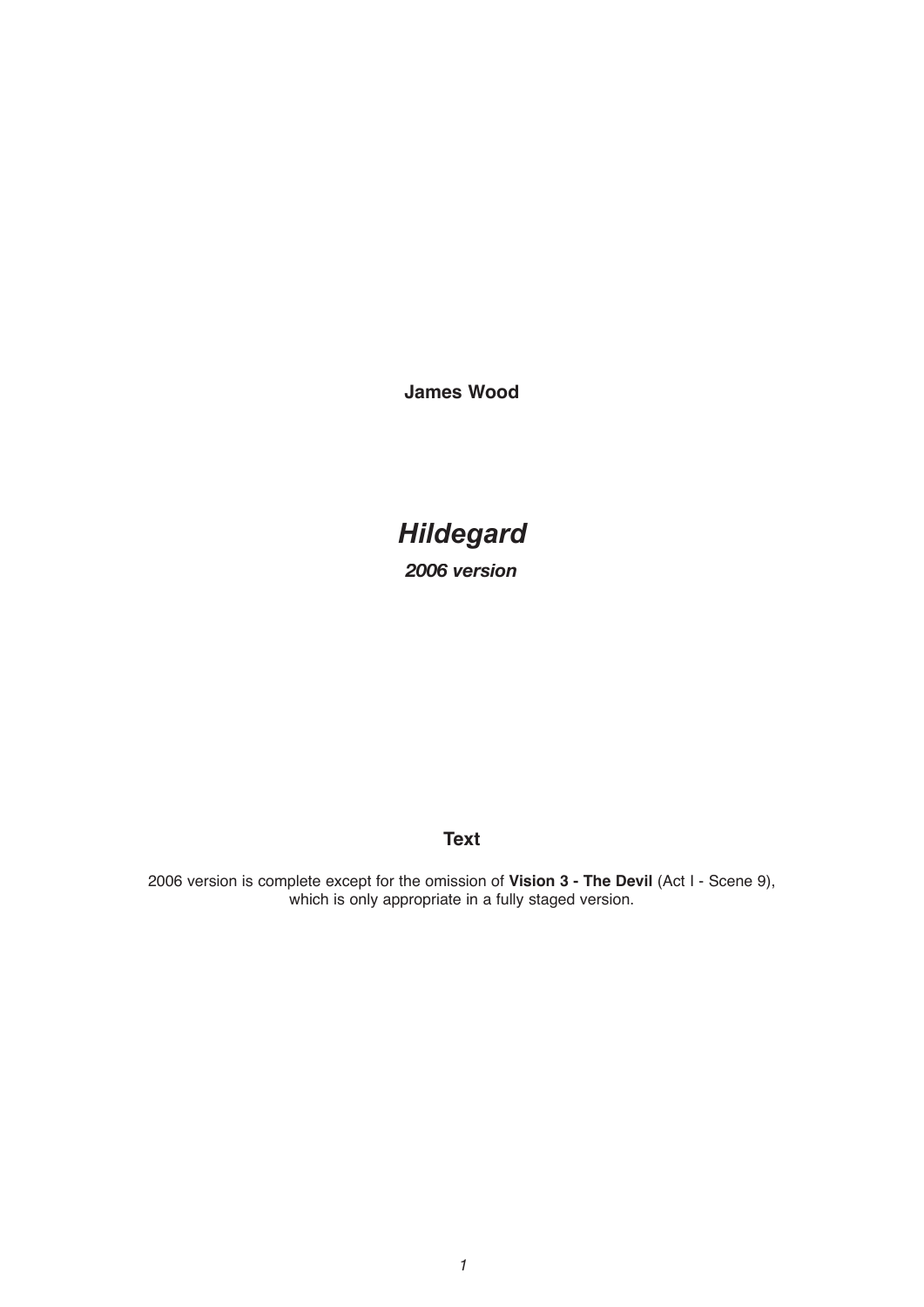**James Wood**

# *Hildegard*

***2006 version***

## Text

2006 version is complete except for the omission of **Vision 3 - The Devil** (Act I - Scene 9), which is only appropriate in a fully staged version.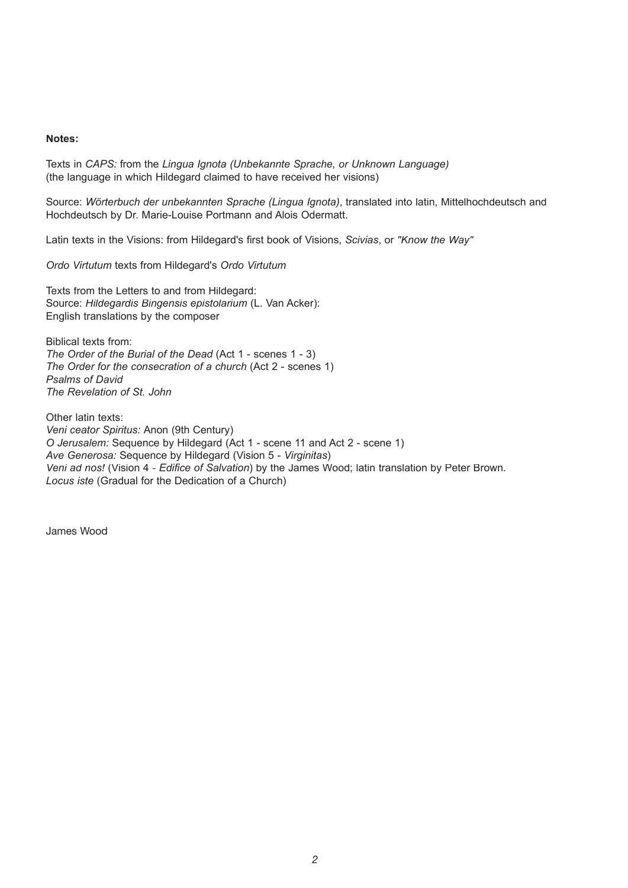**Notes:**

Texts in *CAPS:* from the *Lingua Ignota (Unbekannte Sprache, or Unknown Language)* (the language in which Hildegard claimed to have received her visions)

Source: *Wörterbuch der unbekannten Sprache (Lingua Ignota)*, translated into latin, Mittelhochdeutsch and Hochdeutsch by Dr. Marie-Louise Portmann and Alois Odermatt.

Latin texts in the Visions: from Hildegard's first book of Visions, *Scivias*, or *"Know the Way"*

*Ordo Virtutum* texts from Hildegard's *Ordo Virtutum*

Texts from the Letters to and from Hildegard:
Source: *Hildegardis Bingensis epistolarium* (L. Van Acker):
English translations by the composer

Biblical texts from:
*The Order of the Burial of the Dead* (Act 1 - scenes 1 - 3)
*The Order for the consecration of a church* (Act 2 - scenes 1)
*Psalms of David*
*The Revelation of St. John*

Other latin texts:
*Veni ceator Spiritus:* Anon (9th Century)
*O Jerusalem:* Sequence by Hildegard (Act 1 - scene 11 and Act 2 - scene 1)
*Ave Generosa:* Sequence by Hildegard (Vision 5 - *Virginitas*)
*Veni ad nos!* (Vision 4 - *Edifice of Salvation*) by the James Wood; latin translation by Peter Brown.
*Locus iste* (Gradual for the Dedication of a Church)

James Wood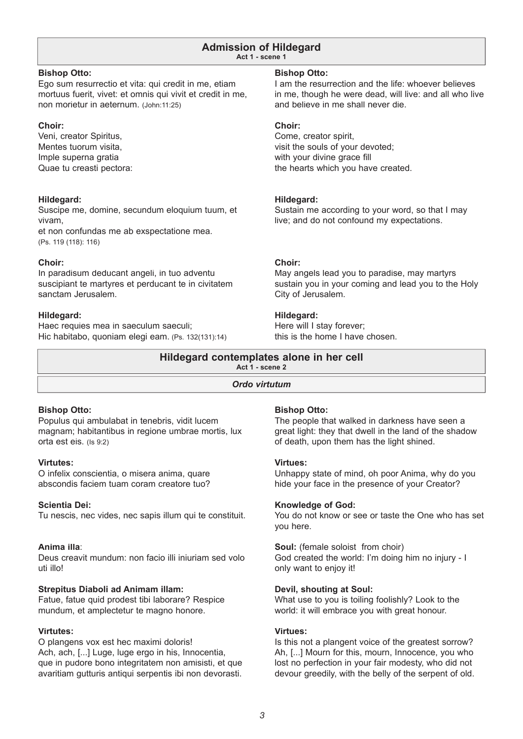## Admission of Hildegard
**Act 1 - scene 1**

| | |
|---|---|
| **Bishop Otto:** Ego sum resurrectio et vita: qui credit in me, etiam mortuus fuerit, vivet: et omnis qui vivit et credit in me, non morietur in aeternum. (John:11:25) | **Bishop Otto:** I am the resurrection and the life: whoever believes in me, though he were dead, will live: and all who live and believe in me shall never die. |
| **Choir:** Veni, creator Spiritus, Mentes tuorum visita, Imple superna gratia Quae tu creasti pectora: | **Choir:** Come, creator spirit, visit the souls of your devoted; with your divine grace fill the hearts which you have created. |
| **Hildegard:** Suscipe me, domine, secundum eloquium tuum, et vivam, et non confundas me ab exspectatione mea. (Ps. 119 (118): 116) | **Hildegard:** Sustain me according to your word, so that I may live; and do not confound my expectations. |
| **Choir:** In paradisum deducant angeli, in tuo adventu suscipiant te martyres et perducant te in civitatem sanctam Jerusalem. | **Choir:** May angels lead you to paradise, may martyrs sustain you in your coming and lead you to the Holy City of Jerusalem. |
| **Hildegard:** Haec requies mea in saeculum saeculi; Hic habitabo, quoniam elegi eam. (Ps. 132(131):14) | **Hildegard:** Here will I stay forever; this is the home I have chosen. |

## Hildegard contemplates alone in her cell
**Act 1 - scene 2**

*Ordo virtutum*

| | |
|---|---|
| **Bishop Otto:** Populus qui ambulabat in tenebris, vidit lucem magnam; habitantibus in regione umbrae mortis, lux orta est eis. (Is 9:2) | **Bishop Otto:** The people that walked in darkness have seen a great light: they that dwell in the land of the shadow of death, upon them has the light shined. |
| **Virtutes:** O infelix conscientia, o misera anima, quare abscondis faciem tuam coram creatore tuo? | **Virtues:** Unhappy state of mind, oh poor Anima, why do you hide your face in the presence of your Creator? |
| **Scientia Dei:** Tu nescis, nec vides, nec sapis illum qui te constituit. | **Knowledge of God:** You do not know or see or taste the One who has set you here. |
| **Anima illa**: Deus creavit mundum: non facio illi iniuriam sed volo uti illo! | **Soul:** (female soloist from choir) God created the world: I'm doing him no injury - I only want to enjoy it! |
| **Strepitus Diaboli ad Animam illam:** Fatue, fatue quid prodest tibi laborare? Respice mundum, et amplectetur te magno honore. | **Devil, shouting at Soul:** What use to you is toiling foolishly? Look to the world: it will embrace you with great honour. |
| **Virtutes:** O plangens vox est hec maximi doloris! Ach, ach, [...] Luge, luge ergo in his, Innocentia, que in pudore bono integritatem non amisisti, et que avaritiam gutturis antiqui serpentis ibi non devorasti. | **Virtues:** Is this not a plangent voice of the greatest sorrow? Ah, [...] Mourn for this, mourn, Innocence, you who lost no perfection in your fair modesty, who did not devour greedily, with the belly of the serpent of old. |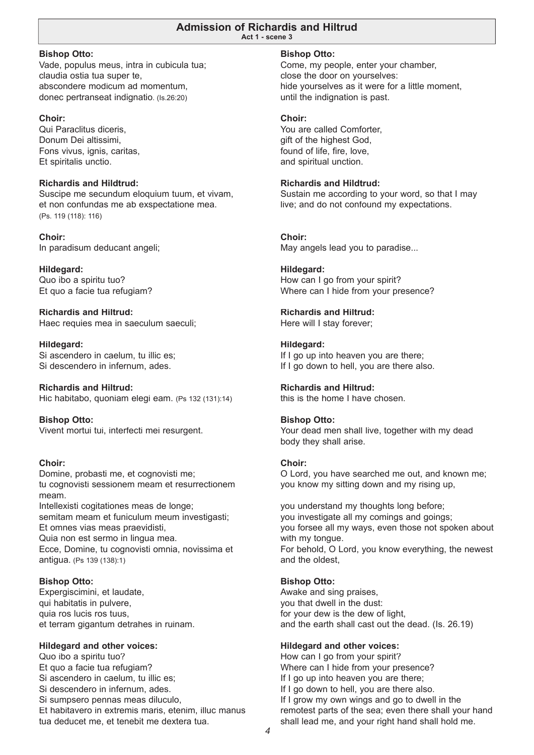## Admission of Richardis and Hiltrud

**Act 1 - scene 3**

**Bishop Otto:**
Vade, populus meus, intra in cubicula tua;
claudia ostia tua super te,
abscondere modicum ad momentum,
donec pertranseat indignatio. (Is.26:20)

**Bishop Otto:**
Come, my people, enter your chamber,
close the door on yourselves:
hide yourselves as it were for a little moment,
until the indignation is past.

**Choir:**
Qui Paraclitus diceris,
Donum Dei altissimi,
Fons vivus, ignis, caritas,
Et spiritalis unctio.

**Choir:**
You are called Comforter,
gift of the highest God,
found of life, fire, love,
and spiritual unction.

**Richardis and Hildtrud:**
Suscipe me secundum eloquium tuum, et vivam,
et non confundas me ab exspectatione mea.
(Ps. 119 (118): 116)

**Richardis and Hildtrud:**
Sustain me according to your word, so that I may
live; and do not confound my expectations.

**Choir:**
In paradisum deducant angeli;

**Choir:**
May angels lead you to paradise...

**Hildegard:**
Quo ibo a spiritu tuo?
Et quo a facie tua refugiam?

**Hildegard:**
How can I go from your spirit?
Where can I hide from your presence?

**Richardis and Hiltrud:**
Haec requies mea in saeculum saeculi;

**Richardis and Hiltrud:**
Here will I stay forever;

**Hildegard:**
Si ascendero in caelum, tu illic es;
Si descendero in infernum, ades.

**Hildegard:**
If I go up into heaven you are there;
If I go down to hell, you are there also.

**Richardis and Hiltrud:**
Hic habitabo, quoniam elegi eam. (Ps 132 (131):14)

**Richardis and Hiltrud:**
this is the home I have chosen.

**Bishop Otto:**
Vivent mortui tui, interfecti mei resurgent.

**Bishop Otto:**
Your dead men shall live, together with my dead
body they shall arise.

**Choir:**
Domine, probasti me, et cognovisti me;
tu cognovisti sessionem meam et resurrectionem
meam.
Intellexisti cogitationes meas de longe;
semitam meam et funiculum meum investigasti;
Et omnes vias meas praevidisti,
Quia non est sermo in lingua mea.
Ecce, Domine, tu cognovisti omnia, novissima et
antigua. (Ps 139 (138):1)

**Choir:**
O Lord, you have searched me out, and known me;
you know my sitting down and my rising up,

you understand my thoughts long before;
you investigate all my comings and goings;
you forsee all my ways, even those not spoken about
with my tongue.
For behold, O Lord, you know everything, the newest
and the oldest,

**Bishop Otto:**
Expergiscimini, et laudate,
qui habitatis in pulvere,
quia ros lucis ros tuus,
et terram gigantum detrahes in ruinam.

**Bishop Otto:**
Awake and sing praises,
you that dwell in the dust:
for your dew is the dew of light,
and the earth shall cast out the dead. (Is. 26.19)

**Hildegard and other voices:**
Quo ibo a spiritu tuo?
Et quo a facie tua refugiam?
Si ascendero in caelum, tu illic es;
Si descendero in infernum, ades.
Si sumpsero pennas meas diluculo,
Et habitavero in extremis maris, etenim, illuc manus
tua deducet me, et tenebit me dextera tua.

**Hildegard and other voices:**
How can I go from your spirit?
Where can I hide from your presence?
If I go up into heaven you are there;
If I go down to hell, you are there also.
If I grow my own wings and go to dwell in the
remotest parts of the sea; even there shall your hand
shall lead me, and your right hand shall hold me.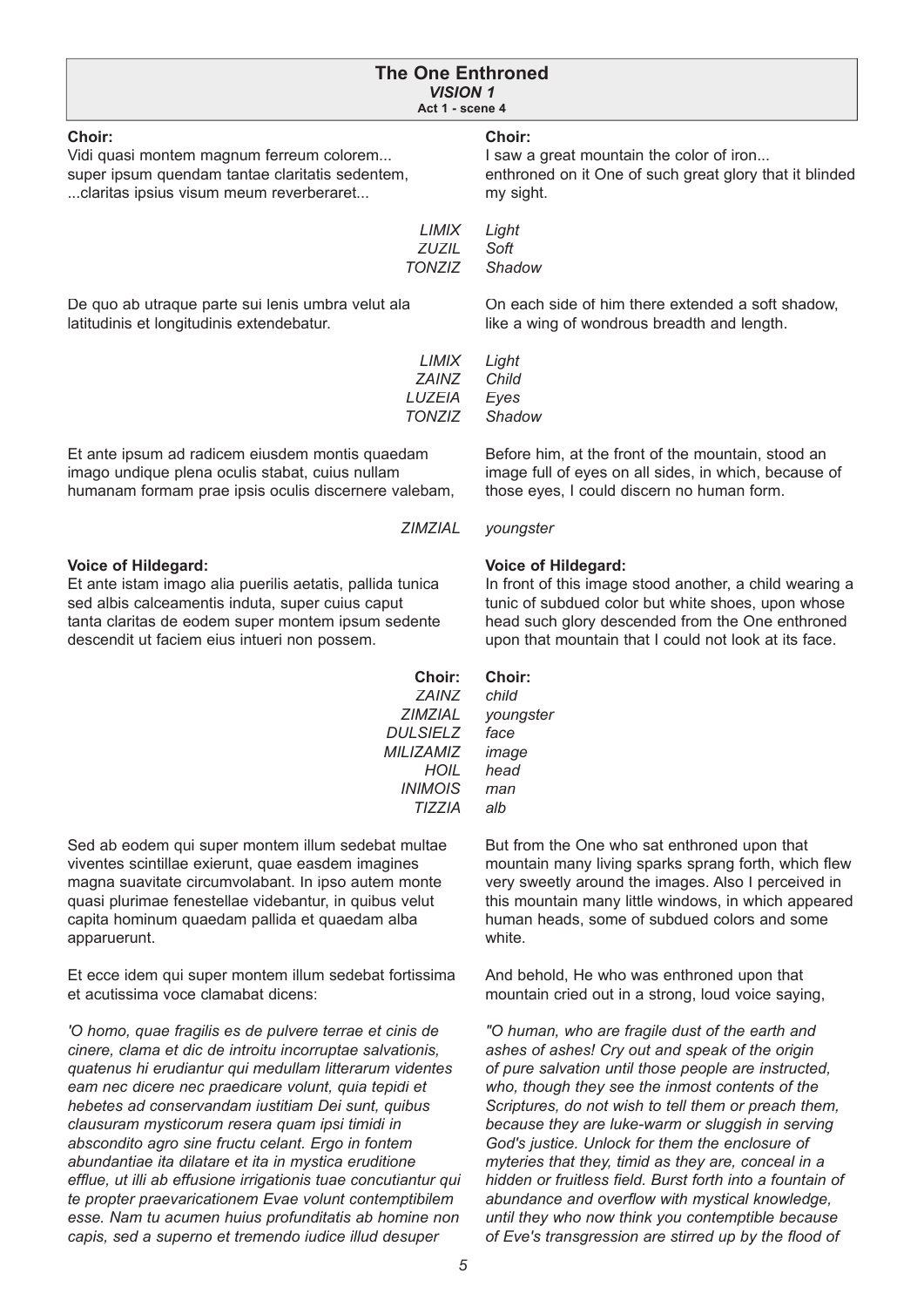## The One Enthroned

### *VISION 1*

**Act 1 - scene 4**

**Choir:**
Vidi quasi montem magnum ferreum colorem...
super ipsum quendam tantae claritatis sedentem,
...claritas ipsius visum meum reverberaret...

**Choir:**
I saw a great mountain the color of iron...
enthroned on it One of such great glory that it blinded my sight.

| | |
|---|---|
| *LIMIX* | *Light* |
| *ZUZIL* | *Soft* |
| *TONZIZ* | *Shadow* |

De quo ab utraque parte sui lenis umbra velut ala latitudinis et longitudinis extendebatur.

On each side of him there extended a soft shadow, like a wing of wondrous breadth and length.

| | |
|---|---|
| *LIMIX* | *Light* |
| *ZAINZ* | *Child* |
| *LUZEIA* | *Eyes* |
| *TONZIZ* | *Shadow* |

Et ante ipsum ad radicem eiusdem montis quaedam imago undique plena oculis stabat, cuius nullam humanam formam prae ipsis oculis discernere valebam,

Before him, at the front of the mountain, stood an image full of eyes on all sides, in which, because of those eyes, I could discern no human form.

| | |
|---|---|
| *ZIMZIAL* | *youngster* |

**Voice of Hildegard:**
Et ante istam imago alia puerilis aetatis, pallida tunica sed albis calceamentis induta, super cuius caput tanta claritas de eodem super montem ipsum sedente descendit ut faciem eius intueri non possem.

**Voice of Hildegard:**
In front of this image stood another, a child wearing a tunic of subdued color but white shoes, upon whose head such glory descended from the One enthroned upon that mountain that I could not look at its face.

| **Choir:** | **Choir:** |
|---|---|
| *ZAINZ* | *child* |
| *ZIMZIAL* | *youngster* |
| *DULSIELZ* | *face* |
| *MILIZAMIZ* | *image* |
| *HOIL* | *head* |
| *INIMOIS* | *man* |
| *TIZZIA* | *alb* |

Sed ab eodem qui super montem illum sedebat multae viventes scintillae exierunt, quae easdem imagines magna suavitate circumvolabant. In ipso autem monte quasi plurimae fenestellae videbantur, in quibus velut capita hominum quaedam pallida et quaedam alba apparuerunt.

But from the One who sat enthroned upon that mountain many living sparks sprang forth, which flew very sweetly around the images. Also I perceived in this mountain many little windows, in which appeared human heads, some of subdued colors and some white.

Et ecce idem qui super montem illum sedebat fortissima et acutissima voce clamabat dicens:

And behold, He who was enthroned upon that mountain cried out in a strong, loud voice saying,

*'O homo, quae fragilis es de pulvere terrae et cinis de cinere, clama et dic de introitu incorruptae salvationis, quatenus hi erudiantur qui medullam litterarum videntes eam nec dicere nec praedicare volunt, quia tepidi et hebetes ad conservandam iustitiam Dei sunt, quibus clausuram mysticorum resera quam ipsi timidi in abscondito agro sine fructu celant. Ergo in fontem abundantiae ita dilatare et ita in mystica eruditione efflue, ut illi ab effusione irrigationis tuae concutiantur qui te propter praevaricationem Evae volunt contemptibilem esse. Nam tu acumen huius profunditatis ab homine non capis, sed a superno et tremendo iudice illud desuper*

*"O human, who are fragile dust of the earth and ashes of ashes! Cry out and speak of the origin of pure salvation until those people are instructed, who, though they see the inmost contents of the Scriptures, do not wish to tell them or preach them, because they are luke-warm or sluggish in serving God's justice. Unlock for them the enclosure of myteries that they, timid as they are, conceal in a hidden or fruitless field. Burst forth into a fountain of abundance and overflow with mystical knowledge, until they who now think you contemptible because of Eve's transgression are stirred up by the flood of*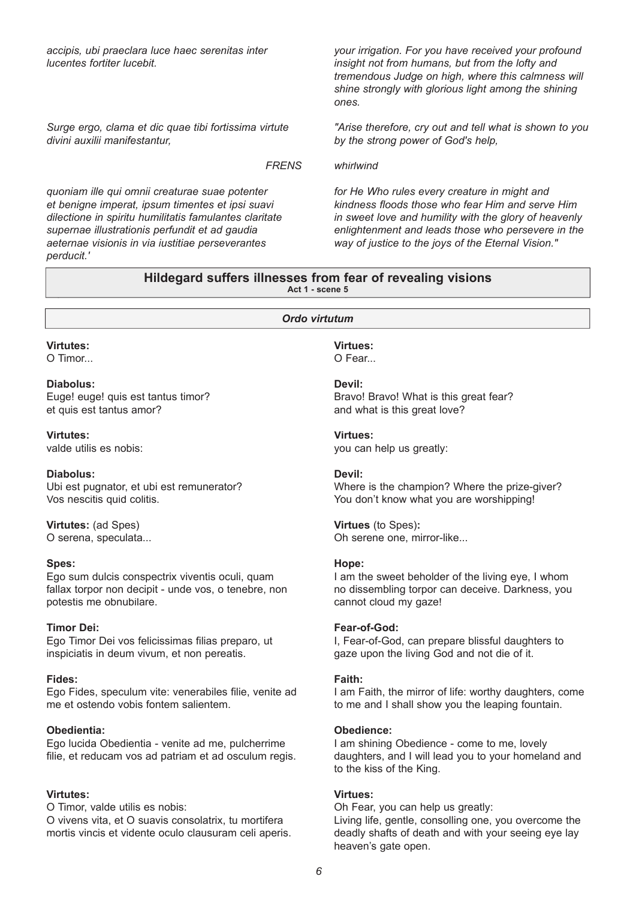*accipis, ubi praeclara luce haec serenitas inter lucentes fortiter lucebit.*

*your irrigation. For you have received your profound insight not from humans, but from the lofty and tremendous Judge on high, where this calmness will shine strongly with glorious light among the shining ones.*

*Surge ergo, clama et dic quae tibi fortissima virtute divini auxilii manifestantur,*

*"Arise therefore, cry out and tell what is shown to you by the strong power of God's help,*

*FRENS*

*whirlwind*

*quoniam ille qui omnii creaturae suae potenter et benigne imperat, ipsum timentes et ipsi suavi dilectione in spiritu humilitatis famulantes claritate supernae illustrationis perfundit et ad gaudia aeternae visionis in via iustitiae perseverantes perducit.'*

*for He Who rules every creature in might and kindness floods those who fear Him and serve Him in sweet love and humility with the glory of heavenly enlightenment and leads those who persevere in the way of justice to the joys of the Eternal Vision."*

## Hildegard suffers illnesses from fear of revealing visions

**Act 1 - scene 5**

### *Ordo virtutum*

**Virtutes:**
O Timor...

**Virtues:**
O Fear...

**Diabolus:**
Euge! euge! quis est tantus timor?
et quis est tantus amor?

**Devil:**
Bravo! Bravo! What is this great fear?
and what is this great love?

**Virtutes:**
valde utilis es nobis:

**Virtues:**
you can help us greatly:

**Diabolus:**
Ubi est pugnator, et ubi est remunerator?
Vos nescitis quid colitis.

**Devil:**
Where is the champion? Where the prize-giver?
You don't know what you are worshipping!

**Virtutes:** (ad Spes)
O serena, speculata...

**Virtues** (to Spes)**:**
Oh serene one, mirror-like...

**Spes:**
Ego sum dulcis conspectrix viventis oculi, quam fallax torpor non decipit - unde vos, o tenebre, non potestis me obnubilare.

**Hope:**
I am the sweet beholder of the living eye, I whom no dissembling torpor can deceive. Darkness, you cannot cloud my gaze!

**Timor Dei:**
Ego Timor Dei vos felicissimas filias preparo, ut inspiciatis in deum vivum, et non pereatis.

**Fear-of-God:**
I, Fear-of-God, can prepare blissful daughters to gaze upon the living God and not die of it.

**Fides:**
Ego Fides, speculum vite: venerabiles filie, venite ad me et ostendo vobis fontem salientem.

**Faith:**
I am Faith, the mirror of life: worthy daughters, come to me and I shall show you the leaping fountain.

**Obedientia:**
Ego lucida Obedientia - venite ad me, pulcherrime filie, et reducam vos ad patriam et ad osculum regis.

**Obedience:**
I am shining Obedience - come to me, lovely daughters, and I will lead you to your homeland and to the kiss of the King.

**Virtutes:**
O Timor, valde utilis es nobis:
O vivens vita, et O suavis consolatrix, tu mortifera mortis vincis et vidente oculo clausuram celi aperis.

**Virtues:**
Oh Fear, you can help us greatly:
Living life, gentle, consolling one, you overcome the deadly shafts of death and with your seeing eye lay heaven's gate open.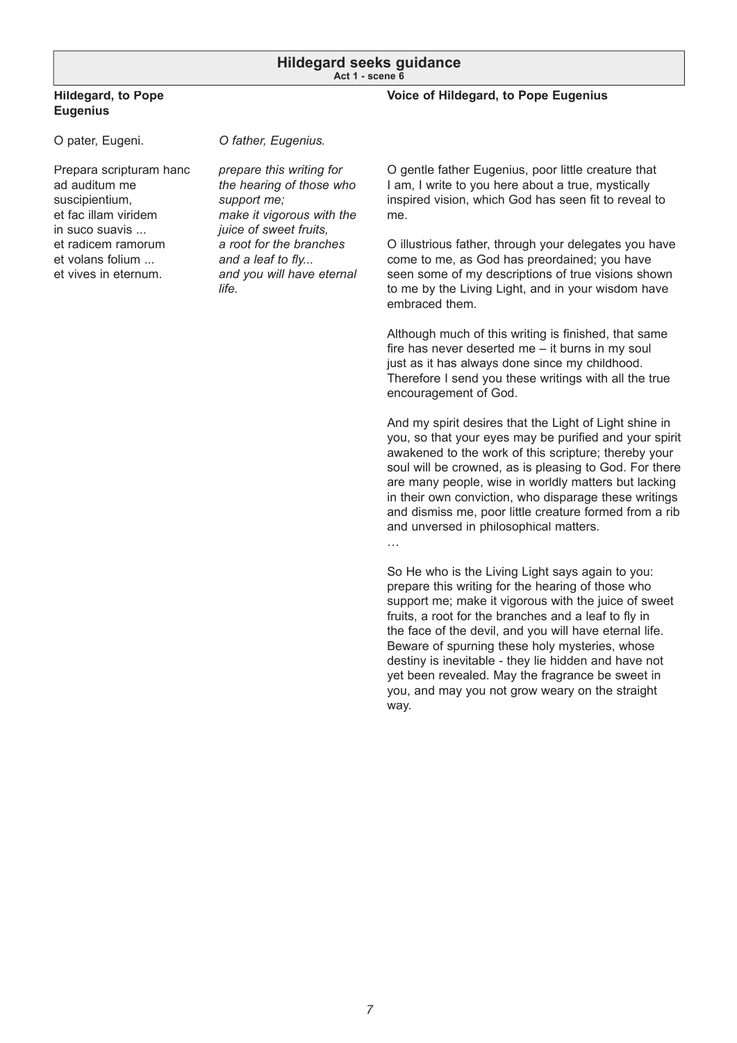## Hildegard seeks guidance

**Act 1 - scene 6**

| **Hildegard, to Pope Eugenius** | |
|---|---|
| O pater, Eugeni. | *O father, Eugenius.* |
| Prepara scripturam hanc ad auditum me suscipientium, et fac illam viridem in suco suavis ... et radicem ramorum et volans folium ... et vives in eternum. | *prepare this writing for the hearing of those who support me; make it vigorous with the juice of sweet fruits, a root for the branches and a leaf to fly... and you will have eternal life.* |

**Voice of Hildegard, to Pope Eugenius**

O gentle father Eugenius, poor little creature that I am, I write to you here about a true, mystically inspired vision, which God has seen fit to reveal to me.

O illustrious father, through your delegates you have come to me, as God has preordained; you have seen some of my descriptions of true visions shown to me by the Living Light, and in your wisdom have embraced them.

Although much of this writing is finished, that same fire has never deserted me – it burns in my soul just as it has always done since my childhood. Therefore I send you these writings with all the true encouragement of God.

And my spirit desires that the Light of Light shine in you, so that your eyes may be purified and your spirit awakened to the work of this scripture; thereby your soul will be crowned, as is pleasing to God. For there are many people, wise in worldly matters but lacking in their own conviction, who disparage these writings and dismiss me, poor little creature formed from a rib and unversed in philosophical matters.

…

So He who is the Living Light says again to you: prepare this writing for the hearing of those who support me; make it vigorous with the juice of sweet fruits, a root for the branches and a leaf to fly in the face of the devil, and you will have eternal life. Beware of spurning these holy mysteries, whose destiny is inevitable - they lie hidden and have not yet been revealed. May the fragrance be sweet in you, and may you not grow weary on the straight way.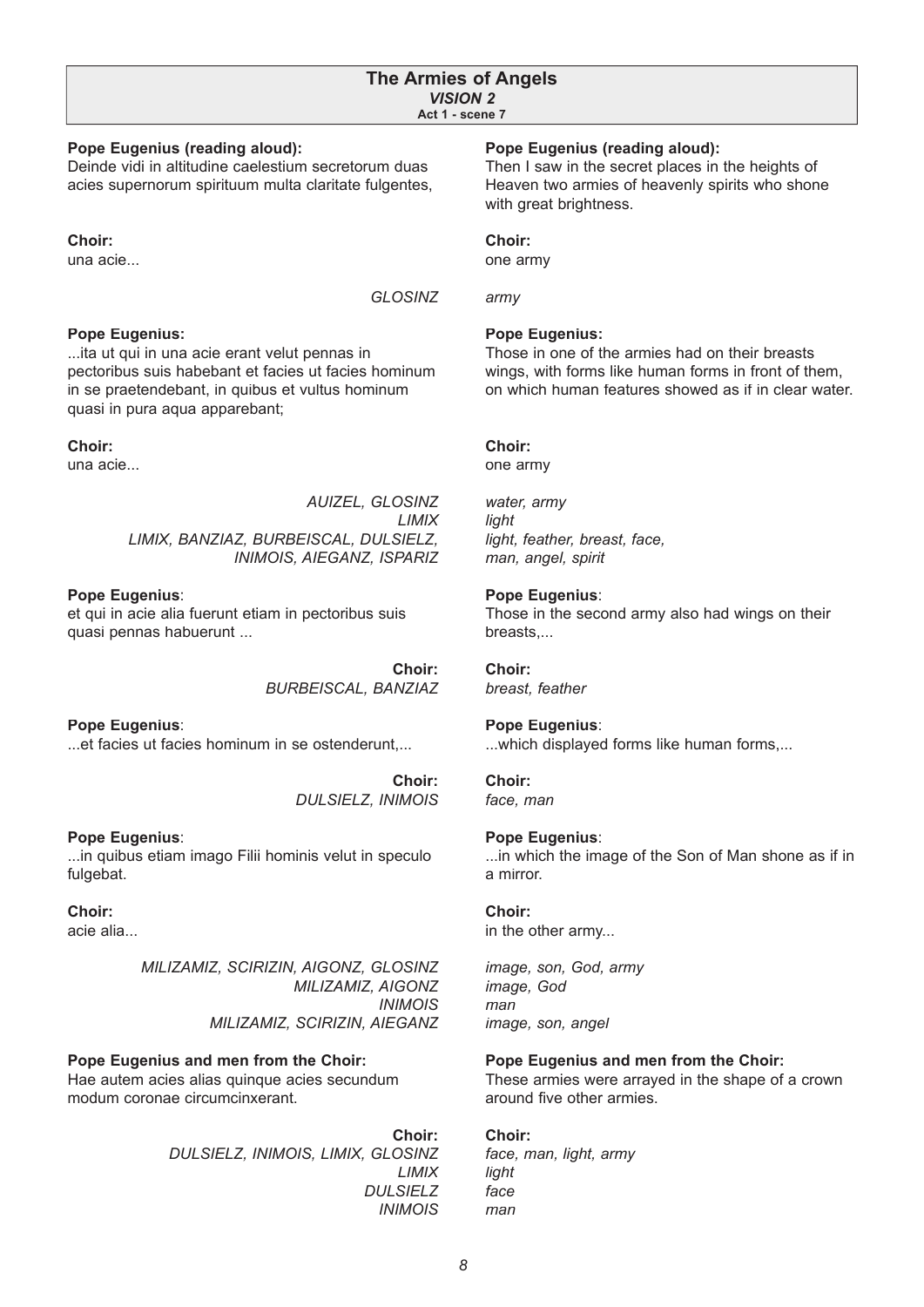## The Armies of Angels

### *VISION 2*

**Act 1 - scene 7**

**Pope Eugenius (reading aloud):**
Deinde vidi in altitudine caelestium secretorum duas acies supernorum spirituum multa claritate fulgentes,

**Pope Eugenius (reading aloud):**
Then I saw in the secret places in the heights of Heaven two armies of heavenly spirits who shone with great brightness.

**Choir:**
una acie...

**Choir:**
one army

*GLOSINZ* — *army*

**Pope Eugenius:**
...ita ut qui in una acie erant velut pennas in pectoribus suis habebant et facies ut facies hominum in se praetendebant, in quibus et vultus hominum quasi in pura aqua apparebant;

**Pope Eugenius:**
Those in one of the armies had on their breasts wings, with forms like human forms in front of them, on which human features showed as if in clear water.

**Choir:**
una acie...

**Choir:**
one army

*AUIZEL, GLOSINZ* — *water, army*
*LIMIX* — *light*
*LIMIX, BANZIAZ, BURBEISCAL, DULSIELZ,* — *light, feather, breast, face,*
*INIMOIS, AIEGANZ, ISPARIZ* — *man, angel, spirit*

**Pope Eugenius**:
et qui in acie alia fuerunt etiam in pectoribus suis quasi pennas habuerunt ...

**Pope Eugenius**:
Those in the second army also had wings on their breasts,...

**Choir:**
*BURBEISCAL, BANZIAZ* — *breast, feather*

**Pope Eugenius**:
...et facies ut facies hominum in se ostenderunt,...

**Pope Eugenius**:
...which displayed forms like human forms,...

**Choir:**
*DULSIELZ, INIMOIS* — *face, man*

**Pope Eugenius**:
...in quibus etiam imago Filii hominis velut in speculo fulgebat.

**Pope Eugenius**:
...in which the image of the Son of Man shone as if in a mirror.

**Choir:**
acie alia...

**Choir:**
in the other army...

*MILIZAMIZ, SCIRIZIN, AIGONZ, GLOSINZ* — *image, son, God, army*
*MILIZAMIZ, AIGONZ* — *image, God*
*INIMOIS* — *man*
*MILIZAMIZ, SCIRIZIN, AIEGANZ* — *image, son, angel*

**Pope Eugenius and men from the Choir:**
Hae autem acies alias quinque acies secundum modum coronae circumcinxerant.

**Pope Eugenius and men from the Choir:**
These armies were arrayed in the shape of a crown around five other armies.

**Choir:**
*DULSIELZ, INIMOIS, LIMIX, GLOSINZ* — *face, man, light, army*
*LIMIX* — *light*
*DULSIELZ* — *face*
*INIMOIS* — *man*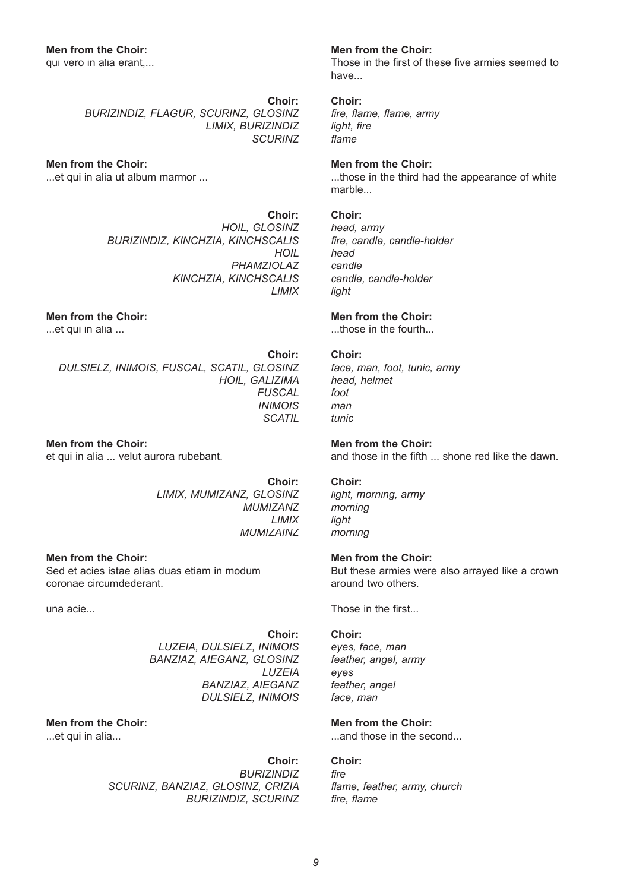**Men from the Choir:**
qui vero in alia erant,...

**Men from the Choir:**
Those in the first of these five armies seemed to have...

**Choir:**
*BURIZINDIZ, FLAGUR, SCURINZ, GLOSINZ*
*LIMIX, BURIZINDIZ*
*SCURINZ*

**Choir:**
*fire, flame, flame, army*
*light, fire*
*flame*

**Men from the Choir:**
...et qui in alia ut album marmor ...

**Men from the Choir:**
...those in the third had the appearance of white marble...

**Choir:**
*HOIL, GLOSINZ*
*BURIZINDIZ, KINCHZIA, KINCHSCALIS*
*HOIL*
*PHAMZIOLAZ*
*KINCHZIA, KINCHSCALIS*
*LIMIX*

**Choir:**
*head, army*
*fire, candle, candle-holder*
*head*
*candle*
*candle, candle-holder*
*light*

**Men from the Choir:**
...et qui in alia ...

**Men from the Choir:**
...those in the fourth...

**Choir:**
*DULSIELZ, INIMOIS, FUSCAL, SCATIL, GLOSINZ*
*HOIL, GALIZIMA*
*FUSCAL*
*INIMOIS*
*SCATIL*

**Choir:**
*face, man, foot, tunic, army*
*head, helmet*
*foot*
*man*
*tunic*

**Men from the Choir:**
et qui in alia ... velut aurora rubebant.

**Men from the Choir:**
and those in the fifth ... shone red like the dawn.

**Choir:**
*LIMIX, MUMIZANZ, GLOSINZ*
*MUMIZANZ*
*LIMIX*
*MUMIZAINZ*

**Choir:**
*light, morning, army*
*morning*
*light*
*morning*

**Men from the Choir:**
Sed et acies istae alias duas etiam in modum coronae circumdederant.

una acie...

**Men from the Choir:**
But these armies were also arrayed like a crown around two others.

Those in the first...

**Choir:**
*LUZEIA, DULSIELZ, INIMOIS*
*BANZIAZ, AIEGANZ, GLOSINZ*
*LUZEIA*
*BANZIAZ, AIEGANZ*
*DULSIELZ, INIMOIS*

**Choir:**
*eyes, face, man*
*feather, angel, army*
*eyes*
*feather, angel*
*face, man*

**Men from the Choir:**
...et qui in alia...

**Men from the Choir:**
...and those in the second...

**Choir:**
*BURIZINDIZ*
*SCURINZ, BANZIAZ, GLOSINZ, CRIZIA*
*BURIZINDIZ, SCURINZ*

**Choir:**
*fire*
*flame, feather, army, church*
*fire, flame*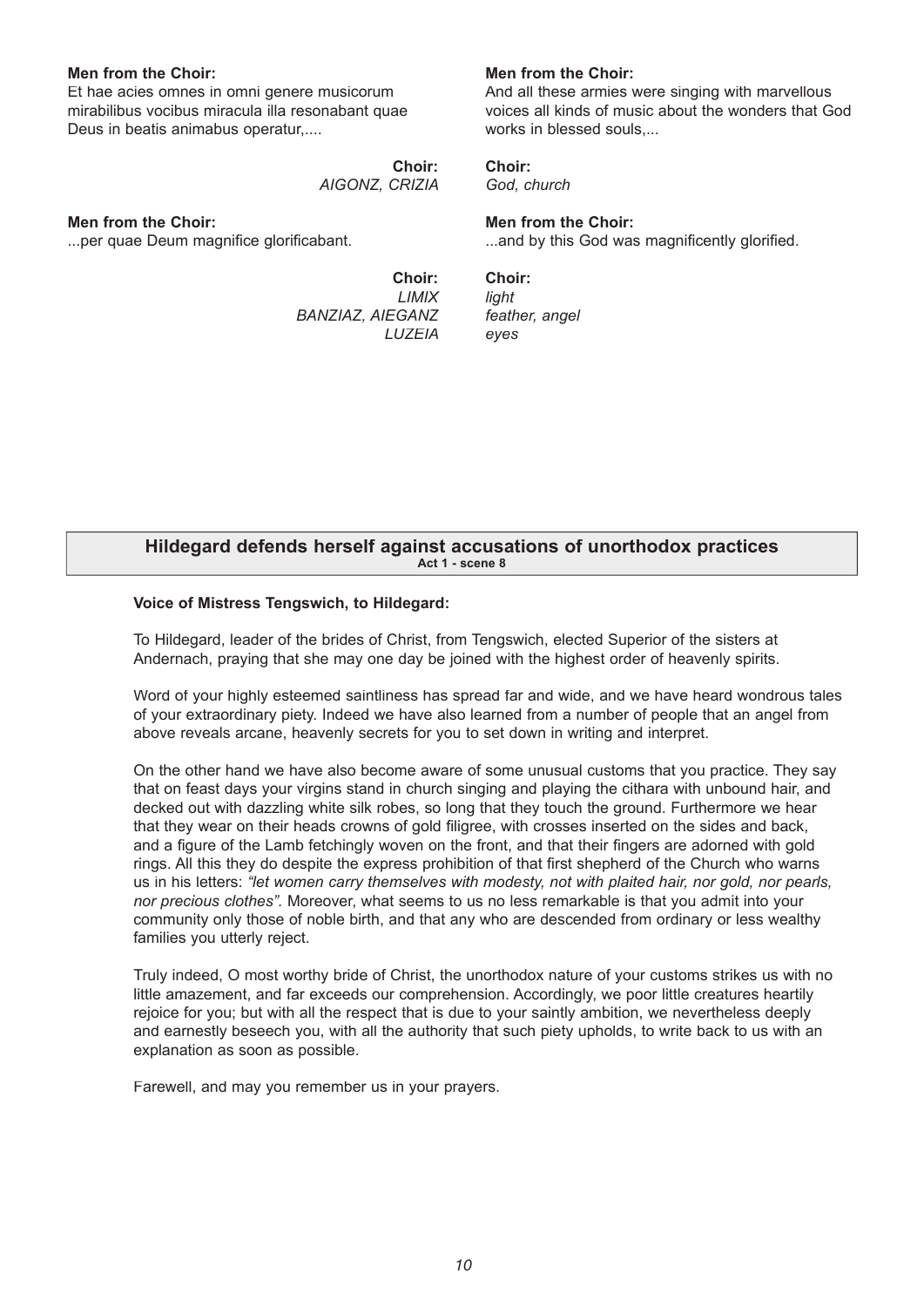**Men from the Choir:**
Et hae acies omnes in omni genere musicorum mirabilibus vocibus miracula illa resonabant quae Deus in beatis animabus operatur,....

**Men from the Choir:**
And all these armies were singing with marvellous voices all kinds of music about the wonders that God works in blessed souls,...

**Choir:**
*AIGONZ, CRIZIA*

**Choir:**
*God, church*

**Men from the Choir:**
...per quae Deum magnifice glorificabant.

**Men from the Choir:**
...and by this God was magnificently glorified.

**Choir:**
*LIMIX*
*BANZIAZ, AIEGANZ*
*LUZEIA*

**Choir:**
*light*
*feather, angel*
*eyes*

## Hildegard defends herself against accusations of unorthodox practices

**Act 1 - scene 8**

**Voice of Mistress Tengswich, to Hildegard:**

To Hildegard, leader of the brides of Christ, from Tengswich, elected Superior of the sisters at Andernach, praying that she may one day be joined with the highest order of heavenly spirits.

Word of your highly esteemed saintliness has spread far and wide, and we have heard wondrous tales of your extraordinary piety. Indeed we have also learned from a number of people that an angel from above reveals arcane, heavenly secrets for you to set down in writing and interpret.

On the other hand we have also become aware of some unusual customs that you practice. They say that on feast days your virgins stand in church singing and playing the cithara with unbound hair, and decked out with dazzling white silk robes, so long that they touch the ground. Furthermore we hear that they wear on their heads crowns of gold filigree, with crosses inserted on the sides and back, and a figure of the Lamb fetchingly woven on the front, and that their fingers are adorned with gold rings. All this they do despite the express prohibition of that first shepherd of the Church who warns us in his letters: *“let women carry themselves with modesty, not with plaited hair, nor gold, nor pearls, nor precious clothes”.* Moreover, what seems to us no less remarkable is that you admit into your community only those of noble birth, and that any who are descended from ordinary or less wealthy families you utterly reject.

Truly indeed, O most worthy bride of Christ, the unorthodox nature of your customs strikes us with no little amazement, and far exceeds our comprehension. Accordingly, we poor little creatures heartily rejoice for you; but with all the respect that is due to your saintly ambition, we nevertheless deeply and earnestly beseech you, with all the authority that such piety upholds, to write back to us with an explanation as soon as possible.

Farewell, and may you remember us in your prayers.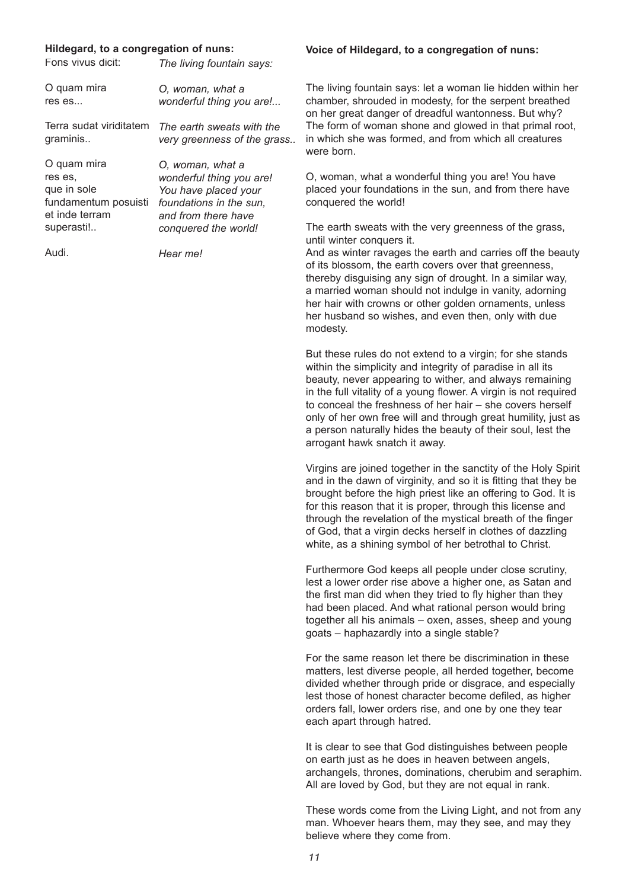**Hildegard, to a congregation of nuns:**

| Fons vivus dicit: | *The living fountain says:* |
| --- | --- |
| O quam mira res es... | *O, woman, what a wonderful thing you are!...* |
| Terra sudat viriditatem graminis.. | *The earth sweats with the very greenness of the grass..* |
| O quam mira res es, que in sole fundamentum posuisti et inde terram superasti!.. | *O, woman, what a wonderful thing you are! You have placed your foundations in the sun, and from there have conquered the world!* |
| Audi. | *Hear me!* |

**Voice of Hildegard, to a congregation of nuns:**

The living fountain says: let a woman lie hidden within her chamber, shrouded in modesty, for the serpent breathed on her great danger of dreadful wantonness. But why? The form of woman shone and glowed in that primal root, in which she was formed, and from which all creatures were born.

O, woman, what a wonderful thing you are! You have placed your foundations in the sun, and from there have conquered the world!

The earth sweats with the very greenness of the grass, until winter conquers it.
And as winter ravages the earth and carries off the beauty of its blossom, the earth covers over that greenness, thereby disguising any sign of drought. In a similar way, a married woman should not indulge in vanity, adorning her hair with crowns or other golden ornaments, unless her husband so wishes, and even then, only with due modesty.

But these rules do not extend to a virgin; for she stands within the simplicity and integrity of paradise in all its beauty, never appearing to wither, and always remaining in the full vitality of a young flower. A virgin is not required to conceal the freshness of her hair – she covers herself only of her own free will and through great humility, just as a person naturally hides the beauty of their soul, lest the arrogant hawk snatch it away.

Virgins are joined together in the sanctity of the Holy Spirit and in the dawn of virginity, and so it is fitting that they be brought before the high priest like an offering to God. It is for this reason that it is proper, through this license and through the revelation of the mystical breath of the finger of God, that a virgin decks herself in clothes of dazzling white, as a shining symbol of her betrothal to Christ.

Furthermore God keeps all people under close scrutiny, lest a lower order rise above a higher one, as Satan and the first man did when they tried to fly higher than they had been placed. And what rational person would bring together all his animals – oxen, asses, sheep and young goats – haphazardly into a single stable?

For the same reason let there be discrimination in these matters, lest diverse people, all herded together, become divided whether through pride or disgrace, and especially lest those of honest character become defiled, as higher orders fall, lower orders rise, and one by one they tear each apart through hatred.

It is clear to see that God distinguishes between people on earth just as he does in heaven between angels, archangels, thrones, dominations, cherubim and seraphim. All are loved by God, but they are not equal in rank.

These words come from the Living Light, and not from any man. Whoever hears them, may they see, and may they believe where they come from.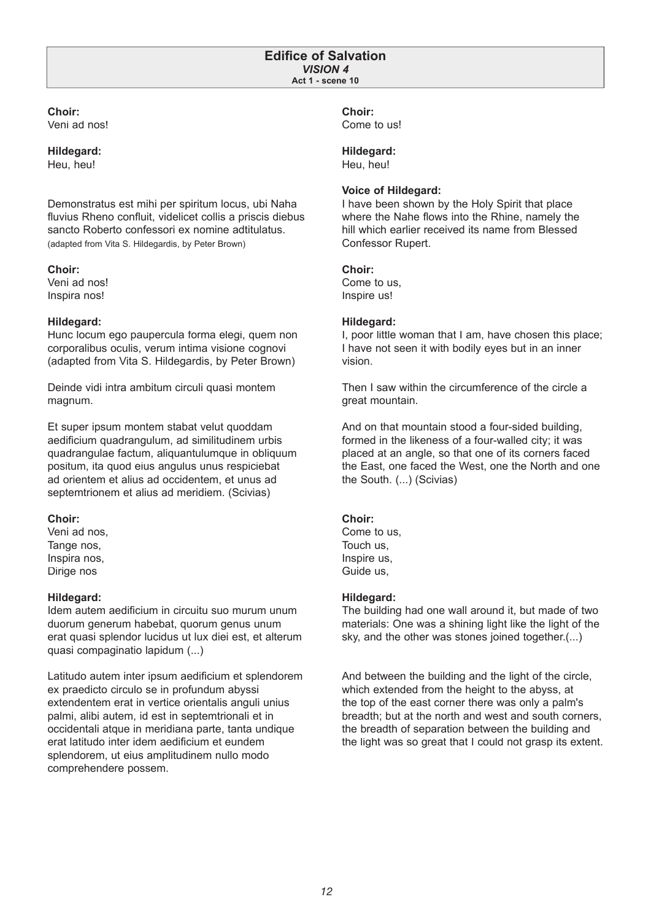## Edifice of Salvation

***VISION 4***

**Act 1 - scene 10**

**Choir:**
Veni ad nos!

**Hildegard:**
Heu, heu!

Demonstratus est mihi per spiritum locus, ubi Naha fluvius Rheno confluit, videlicet collis a priscis diebus sancto Roberto confessori ex nomine adtitulatus.
(adapted from Vita S. Hildegardis, by Peter Brown)

**Choir:**
Veni ad nos!
Inspira nos!

**Hildegard:**
Hunc locum ego paupercula forma elegi, quem non corporalibus oculis, verum intima visione cognovi (adapted from Vita S. Hildegardis, by Peter Brown)

Deinde vidi intra ambitum circuli quasi montem magnum.

Et super ipsum montem stabat velut quoddam aedificium quadrangulum, ad similitudinem urbis quadrangulae factum, aliquantulumque in obliquum positum, ita quod eius angulus unus respiciebat ad orientem et alius ad occidentem, et unus ad septemtrionem et alius ad meridiem. (Scivias)

**Choir:**
Veni ad nos,
Tange nos,
Inspira nos,
Dirige nos

**Hildegard:**
Idem autem aedificium in circuitu suo murum unum duorum generum habebat, quorum genus unum erat quasi splendor lucidus ut lux diei est, et alterum quasi compaginatio lapidum (...)

Latitudo autem inter ipsum aedificium et splendorem ex praedicto circulo se in profundum abyssi extendentem erat in vertice orientalis anguli unius palmi, alibi autem, id est in septemtrionali et in occidentali atque in meridiana parte, tanta undique erat latitudo inter idem aedificium et eundem splendorem, ut eius amplitudinem nullo modo comprehendere possem.

**Choir:**
Come to us!

**Hildegard:**
Heu, heu!

**Voice of Hildegard:**
I have been shown by the Holy Spirit that place where the Nahe flows into the Rhine, namely the hill which earlier received its name from Blessed Confessor Rupert.

**Choir:**
Come to us,
Inspire us!

**Hildegard:**
I, poor little woman that I am, have chosen this place; I have not seen it with bodily eyes but in an inner vision.

Then I saw within the circumference of the circle a great mountain.

And on that mountain stood a four-sided building, formed in the likeness of a four-walled city; it was placed at an angle, so that one of its corners faced the East, one faced the West, one the North and one the South. (...) (Scivias)

**Choir:**
Come to us,
Touch us,
Inspire us,
Guide us,

**Hildegard:**
The building had one wall around it, but made of two materials: One was a shining light like the light of the sky, and the other was stones joined together.(...)

And between the building and the light of the circle, which extended from the height to the abyss, at the top of the east corner there was only a palm's breadth; but at the north and west and south corners, the breadth of separation between the building and the light was so great that I could not grasp its extent.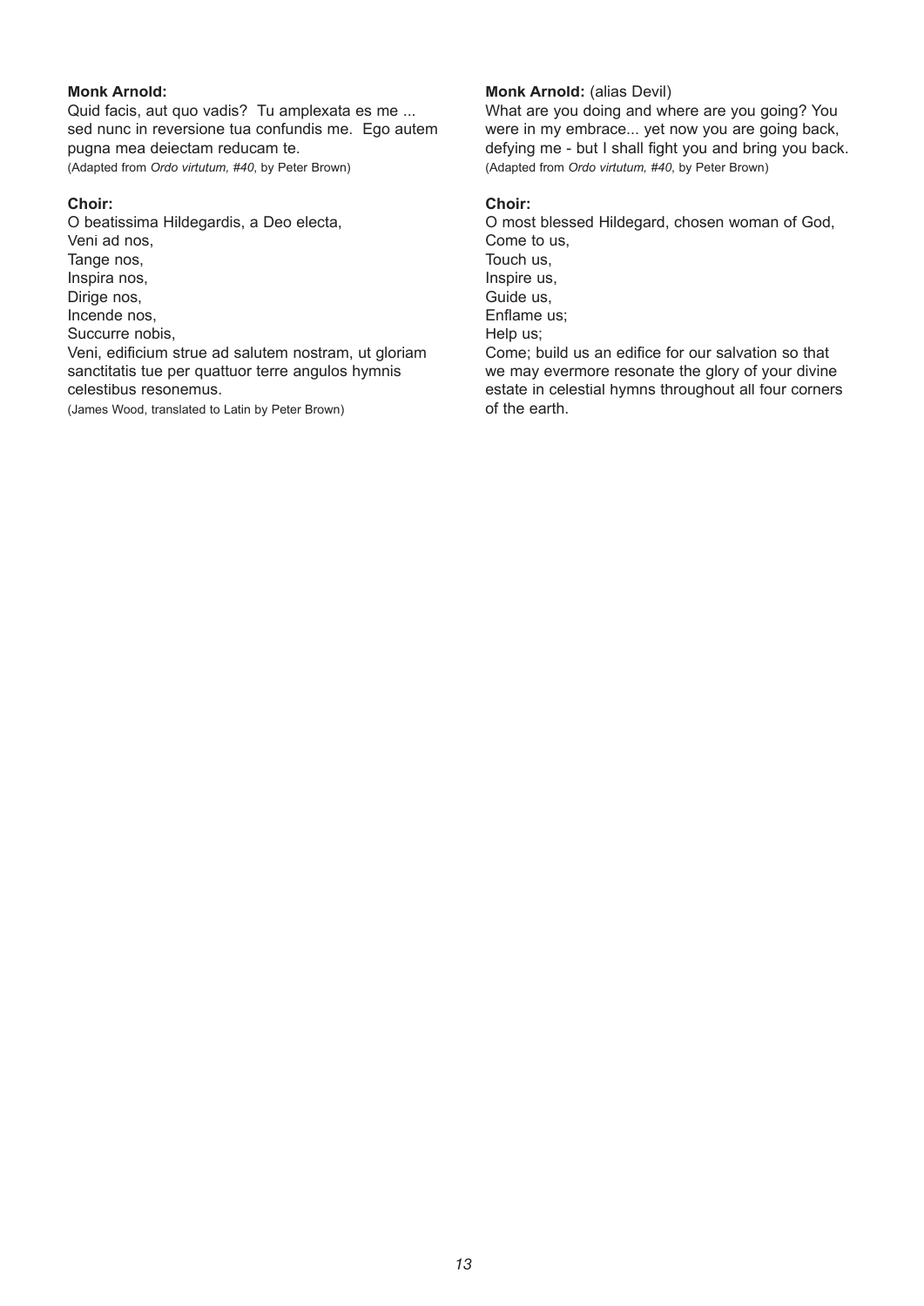**Monk Arnold:**
Quid facis, aut quo vadis? Tu amplexata es me ... sed nunc in reversione tua confundis me. Ego autem pugna mea deiectam reducam te.
(Adapted from *Ordo virtutum, #40*, by Peter Brown)

**Choir:**
O beatissima Hildegardis, a Deo electa,
Veni ad nos,
Tange nos,
Inspira nos,
Dirige nos,
Incende nos,
Succurre nobis,
Veni, edificium strue ad salutem nostram, ut gloriam sanctitatis tue per quattuor terre angulos hymnis celestibus resonemus.
(James Wood, translated to Latin by Peter Brown)

**Monk Arnold:** (alias Devil)
What are you doing and where are you going? You were in my embrace... yet now you are going back, defying me - but I shall fight you and bring you back.
(Adapted from *Ordo virtutum, #40*, by Peter Brown)

**Choir:**
O most blessed Hildegard, chosen woman of God,
Come to us,
Touch us,
Inspire us,
Guide us,
Enflame us;
Help us;
Come; build us an edifice for our salvation so that we may evermore resonate the glory of your divine estate in celestial hymns throughout all four corners of the earth.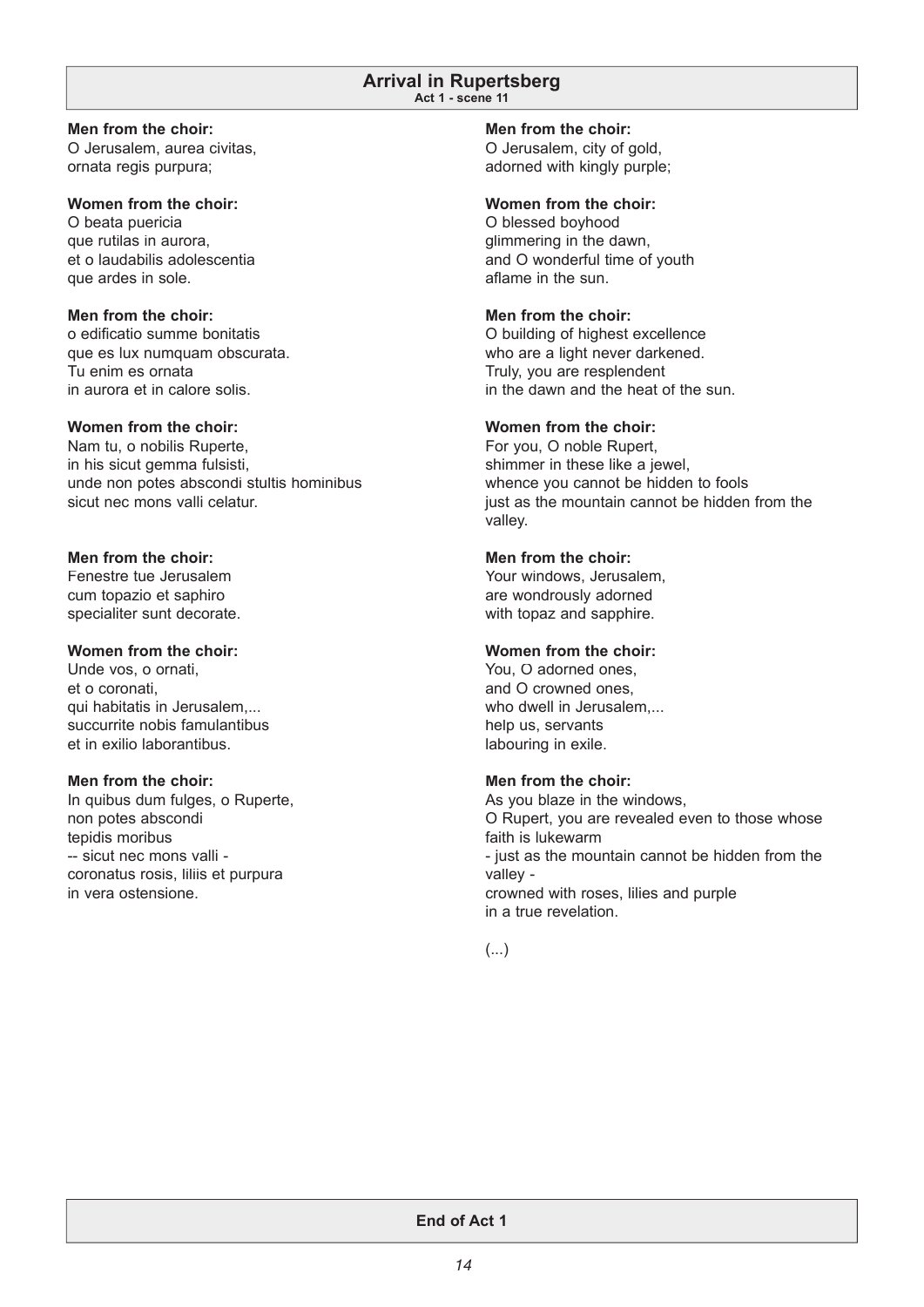## Arrival in Rupertsberg

**Act 1 - scene 11**

**Men from the choir:**
O Jerusalem, aurea civitas,
ornata regis purpura;

**Women from the choir:**
O beata puericia
que rutilas in aurora,
et o laudabilis adolescentia
que ardes in sole.

**Men from the choir:**
o edificatio summe bonitatis
que es lux numquam obscurata.
Tu enim es ornata
in aurora et in calore solis.

**Women from the choir:**
Nam tu, o nobilis Ruperte,
in his sicut gemma fulsisti,
unde non potes abscondi stultis hominibus
sicut nec mons valli celatur.

**Men from the choir:**
Fenestre tue Jerusalem
cum topazio et saphiro
specialiter sunt decorate.

**Women from the choir:**
Unde vos, o ornati,
et o coronati,
qui habitatis in Jerusalem,...
succurrite nobis famulantibus
et in exilio laborantibus.

**Men from the choir:**
In quibus dum fulges, o Ruperte,
non potes abscondi
tepidis moribus
-- sicut nec mons valli -
coronatus rosis, liliis et purpura
in vera ostensione.

**Men from the choir:**
O Jerusalem, city of gold,
adorned with kingly purple;

**Women from the choir:**
O blessed boyhood
glimmering in the dawn,
and O wonderful time of youth
aflame in the sun.

**Men from the choir:**
O building of highest excellence
who are a light never darkened.
Truly, you are resplendent
in the dawn and the heat of the sun.

**Women from the choir:**
For you, O noble Rupert,
shimmer in these like a jewel,
whence you cannot be hidden to fools
just as the mountain cannot be hidden from the valley.

**Men from the choir:**
Your windows, Jerusalem,
are wondrously adorned
with topaz and sapphire.

**Women from the choir:**
You, O adorned ones,
and O crowned ones,
who dwell in Jerusalem,...
help us, servants
labouring in exile.

**Men from the choir:**
As you blaze in the windows,
O Rupert, you are revealed even to those whose faith is lukewarm
- just as the mountain cannot be hidden from the valley -
crowned with roses, lilies and purple
in a true revelation.

(...)

**End of Act 1**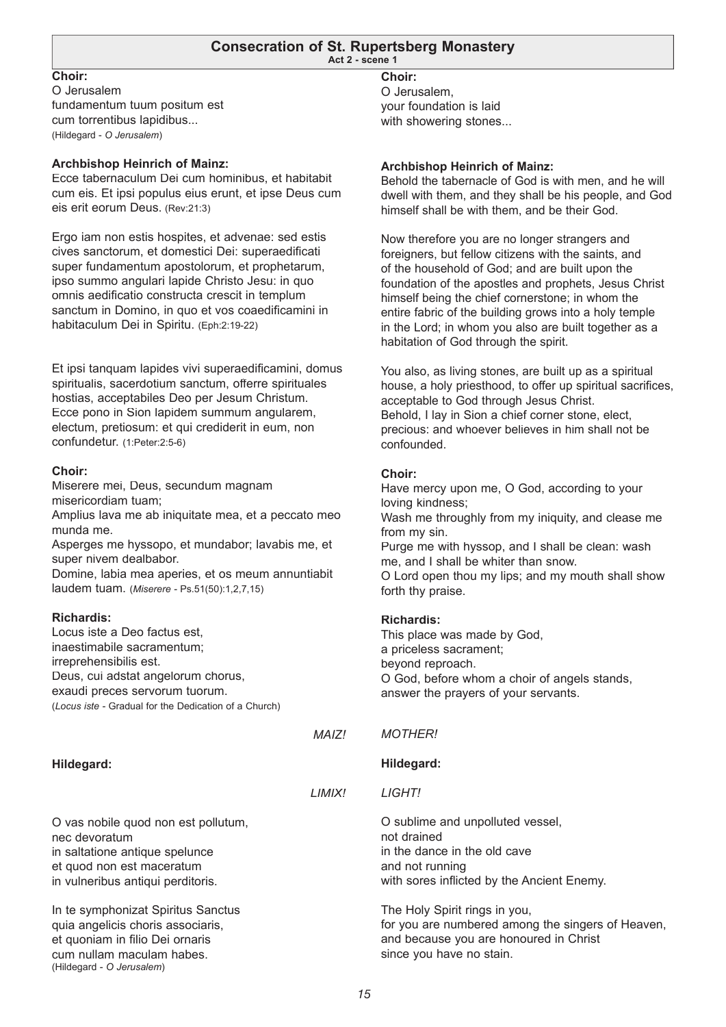## Consecration of St. Rupertsberg Monastery

**Act 2 - scene 1**

**Choir:**
O Jerusalem
fundamentum tuum positum est
cum torrentibus lapidibus...
(Hildegard - *O Jerusalem*)

**Choir:**
O Jerusalem,
your foundation is laid
with showering stones...

**Archbishop Heinrich of Mainz:**
Ecce tabernaculum Dei cum hominibus, et habitabit cum eis. Et ipsi populus eius erunt, et ipse Deus cum eis erit eorum Deus. (Rev:21:3)

Ergo iam non estis hospites, et advenae: sed estis cives sanctorum, et domestici Dei: superaedificati super fundamentum apostolorum, et prophetarum, ipso summo angulari lapide Christo Jesu: in quo omnis aedificatio constructa crescit in templum sanctum in Domino, in quo et vos coaedificamini in habitaculum Dei in Spiritu. (Eph:2:19-22)

Et ipsi tanquam lapides vivi superaedificamini, domus spiritualis, sacerdotium sanctum, offerre spirituales hostias, acceptabiles Deo per Jesum Christum.
Ecce pono in Sion lapidem summum angularem, electum, pretiosum: et qui crediderit in eum, non confundetur. (1:Peter:2:5-6)

**Archbishop Heinrich of Mainz:**
Behold the tabernacle of God is with men, and he will dwell with them, and they shall be his people, and God himself shall be with them, and be their God.

Now therefore you are no longer strangers and foreigners, but fellow citizens with the saints, and of the household of God; and are built upon the foundation of the apostles and prophets, Jesus Christ himself being the chief cornerstone; in whom the entire fabric of the building grows into a holy temple in the Lord; in whom you also are built together as a habitation of God through the spirit.

You also, as living stones, are built up as a spiritual house, a holy priesthood, to offer up spiritual sacrifices, acceptable to God through Jesus Christ.
Behold, I lay in Sion a chief corner stone, elect, precious: and whoever believes in him shall not be confounded.

**Choir:**
Miserere mei, Deus, secundum magnam misericordiam tuam;
Amplius lava me ab iniquitate mea, et a peccato meo munda me.
Asperges me hyssopo, et mundabor; lavabis me, et super nivem dealbabor.
Domine, labia mea aperies, et os meum annuntiabit laudem tuam. (*Miserere* - Ps.51(50):1,2,7,15)

**Choir:**
Have mercy upon me, O God, according to your loving kindness;
Wash me throughly from my iniquity, and clease me from my sin.
Purge me with hyssop, and I shall be clean: wash me, and I shall be whiter than snow.
O Lord open thou my lips; and my mouth shall show forth thy praise.

**Richardis:**
Locus iste a Deo factus est,
inaestimabile sacramentum;
irreprehensibilis est.
Deus, cui adstat angelorum chorus,
exaudi preces servorum tuorum.
(*Locus iste* - Gradual for the Dedication of a Church)

**Richardis:**
This place was made by God,
a priceless sacrament;
beyond reproach.
O God, before whom a choir of angels stands,
answer the prayers of your servants.

*MAIZ!* — *MOTHER!*

**Hildegard:**

*LIMIX!* — *LIGHT!*

O vas nobile quod non est pollutum,
nec devoratum
in saltatione antique spelunce
et quod non est maceratum
in vulneribus antiqui perditoris.

In te symphonizat Spiritus Sanctus
quia angelicis choris associaris,
et quoniam in filio Dei ornaris
cum nullam maculam habes.
(Hildegard - *O Jerusalem*)

**Hildegard:**

O sublime and unpolluted vessel,
not drained
in the dance in the old cave
and not running
with sores inflicted by the Ancient Enemy.

The Holy Spirit rings in you,
for you are numbered among the singers of Heaven,
and because you are honoured in Christ
since you have no stain.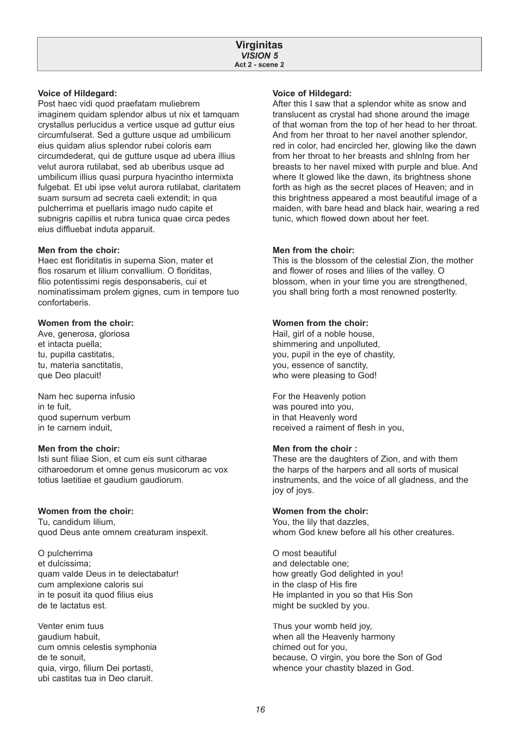## Virginitas

### *VISION 5*

**Act 2 - scene 2**

**Voice of Hildegard:**
Post haec vidi quod praefatam muliebrem imaginem quidam splendor albus ut nix et tamquam crystallus perlucidus a vertice usque ad guttur eius circumfulserat. Sed a gutture usque ad umbilicum eius quidam alius splendor rubei coloris eam circumdederat, qui de gutture usque ad ubera illius velut aurora rutilabat, sed ab uberibus usque ad umbilicum illius quasi purpura hyacintho intermixta fulgebat. Et ubi ipse velut aurora rutilabat, claritatem suam sursum ad secreta caeli extendit; in qua pulcherrima et puellaris imago nudo capite et subnigris capillis et rubra tunica quae circa pedes eius diffluebat induta apparuit.

**Voice of Hildegard:**
After this I saw that a splendor white as snow and translucent as crystal had shone around the image of that woman from the top of her head to her throat. And from her throat to her navel another splendor, red in color, had encircled her, glowing like the dawn from her throat to her breasts and shlnlng from her breasts to her navel mixed wIth purple and blue. And where It glowed like the dawn, its brightness shone forth as high as the secret places of Heaven; and in this brightness appeared a most beautiful image of a maiden, with bare head and black hair, wearing a red tunic, which flowed down about her feet.

**Men from the choir:**
Haec est floriditatis in superna Sion, mater et flos rosarum et lilium convallium. O floriditas, filio potentissimi regis desponsaberis, cui et nominatissimam prolem gignes, cum in tempore tuo confortaberis.

**Men from the choir:**
This is the blossom of the celestial Zion, the mother and flower of roses and lilies of the valley. O blossom, when in your time you are strengthened, you shall bring forth a most renowned posterIty.

**Women from the choir:**
Ave, generosa, gloriosa
et intacta puella;
tu, pupilla castitatis,
tu, materia sanctitatis,
que Deo placuit!

Nam hec superna infusio
in te fuit,
quod supernum verbum
in te carnem induit,

**Women from the choir:**
Hail, girl of a noble house,
shimmering and unpolluted,
you, pupil in the eye of chastity,
you, essence of sanctity,
who were pleasing to God!

For the Heavenly potion
was poured into you,
in that Heavenly word
received a raiment of flesh in you,

**Men from the choir:**
Isti sunt filiae Sion, et cum eis sunt citharae citharoedorum et omne genus musicorum ac vox totius laetitiae et gaudium gaudiorum.

**Men from the choir :**
These are the daughters of Zion, and with them the harps of the harpers and all sorts of musical instruments, and the voice of all gladness, and the joy of joys.

**Women from the choir:**
Tu, candidum lilium,
quod Deus ante omnem creaturam inspexit.

O pulcherrima
et dulcissima;
quam valde Deus in te delectabatur!
cum amplexione caloris sui
in te posuit ita quod filius eius
de te lactatus est.

Venter enim tuus
gaudium habuit,
cum omnis celestis symphonia
de te sonuit,
quia, virgo, filium Dei portasti,
ubi castitas tua in Deo claruit.

**Women from the choir:**
You, the lily that dazzles,
whom God knew before all his other creatures.

O most beautiful
and delectable one;
how greatly God delighted in you!
in the clasp of His fire
He implanted in you so that His Son
might be suckled by you.

Thus your womb held joy,
when all the Heavenly harmony
chimed out for you,
because, O virgin, you bore the Son of God
whence your chastity blazed in God.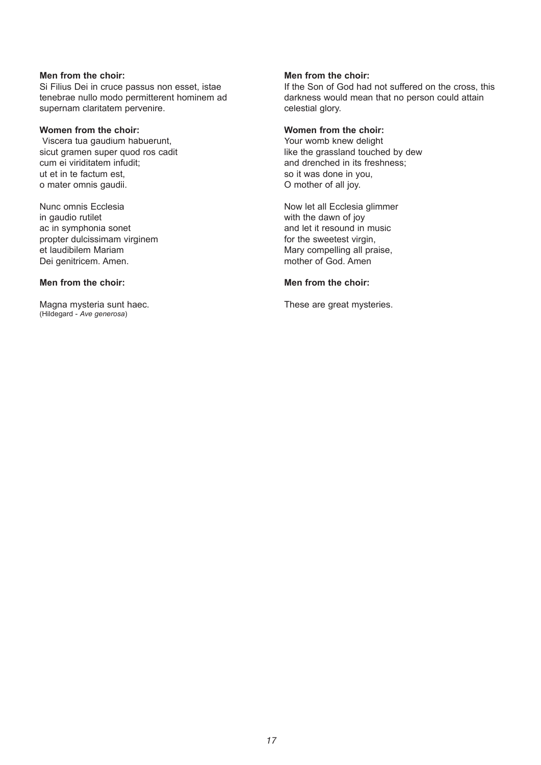**Men from the choir:**
Si Filius Dei in cruce passus non esset, istae tenebrae nullo modo permitterent hominem ad supernam claritatem pervenire.

**Women from the choir:**
Viscera tua gaudium habuerunt,
sicut gramen super quod ros cadit
cum ei viriditatem infudit;
ut et in te factum est,
o mater omnis gaudii.

Nunc omnis Ecclesia
in gaudio rutilet
ac in symphonia sonet
propter dulcissimam virginem
et laudibilem Mariam
Dei genitricem. Amen.

**Men from the choir:**

Magna mysteria sunt haec.
(Hildegard - *Ave generosa*)

**Men from the choir:**
If the Son of God had not suffered on the cross, this darkness would mean that no person could attain celestial glory.

**Women from the choir:**
Your womb knew delight
like the grassland touched by dew
and drenched in its freshness;
so it was done in you,
O mother of all joy.

Now let all Ecclesia glimmer
with the dawn of joy
and let it resound in music
for the sweetest virgin,
Mary compelling all praise,
mother of God. Amen

**Men from the choir:**

These are great mysteries.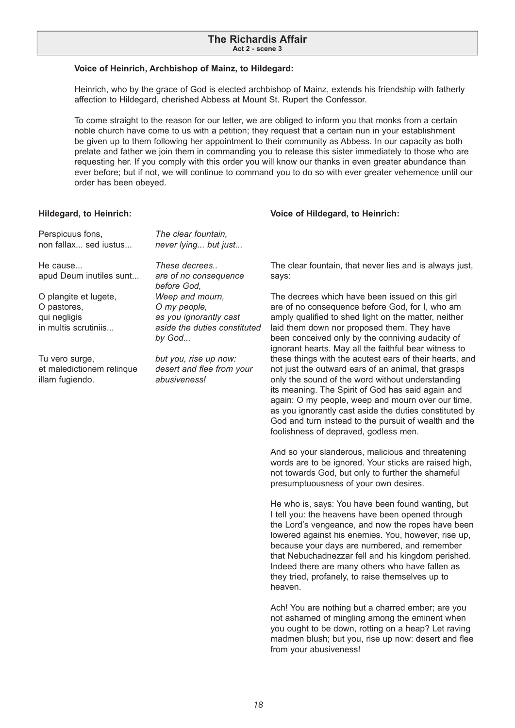## The Richardis Affair

**Act 2 - scene 3**

**Voice of Heinrich, Archbishop of Mainz, to Hildegard:**

Heinrich, who by the grace of God is elected archbishop of Mainz, extends his friendship with fatherly affection to Hildegard, cherished Abbess at Mount St. Rupert the Confessor.

To come straight to the reason for our letter, we are obliged to inform you that monks from a certain noble church have come to us with a petition; they request that a certain nun in your establishment be given up to them following her appointment to their community as Abbess. In our capacity as both prelate and father we join them in commanding you to release this sister immediately to those who are requesting her. If you comply with this order you will know our thanks in even greater abundance than ever before; but if not, we will continue to command you to do so with ever greater vehemence until our order has been obeyed.

**Hildegard, to Heinrich:**

| | |
|---|---|
| Perspicuus fons,<br>non fallax... sed iustus... | *The clear fountain,<br>never lying... but just...* |
| He cause...<br>apud Deum inutiles sunt... | *These decrees..<br>are of no consequence before God,* |
| O plangite et lugete,<br>O pastores,<br>qui negligis<br>in multis scrutiniis... | *Weep and mourn,<br>O my people,<br>as you ignorantly cast aside the duties constituted by God...* |
| Tu vero surge,<br>et maledictionem relinque<br>illam fugiendo. | *but you, rise up now:<br>desert and flee from your abusiveness!* |

**Voice of Hildegard, to Heinrich:**

The clear fountain, that never lies and is always just, says:

The decrees which have been issued on this girl are of no consequence before God, for I, who am amply qualified to shed light on the matter, neither laid them down nor proposed them. They have been conceived only by the conniving audacity of ignorant hearts. May all the faithful bear witness to these things with the acutest ears of their hearts, and not just the outward ears of an animal, that grasps only the sound of the word without understanding its meaning. The Spirit of God has said again and again: O my people, weep and mourn over our time, as you ignorantly cast aside the duties constituted by God and turn instead to the pursuit of wealth and the foolishness of depraved, godless men.

And so your slanderous, malicious and threatening words are to be ignored. Your sticks are raised high, not towards God, but only to further the shameful presumptuousness of your own desires.

He who is, says: You have been found wanting, but I tell you: the heavens have been opened through the Lord's vengeance, and now the ropes have been lowered against his enemies. You, however, rise up, because your days are numbered, and remember that Nebuchadnezzar fell and his kingdom perished. Indeed there are many others who have fallen as they tried, profanely, to raise themselves up to heaven.

Ach! You are nothing but a charred ember; are you not ashamed of mingling among the eminent when you ought to be down, rotting on a heap? Let raving madmen blush; but you, rise up now: desert and flee from your abusiveness!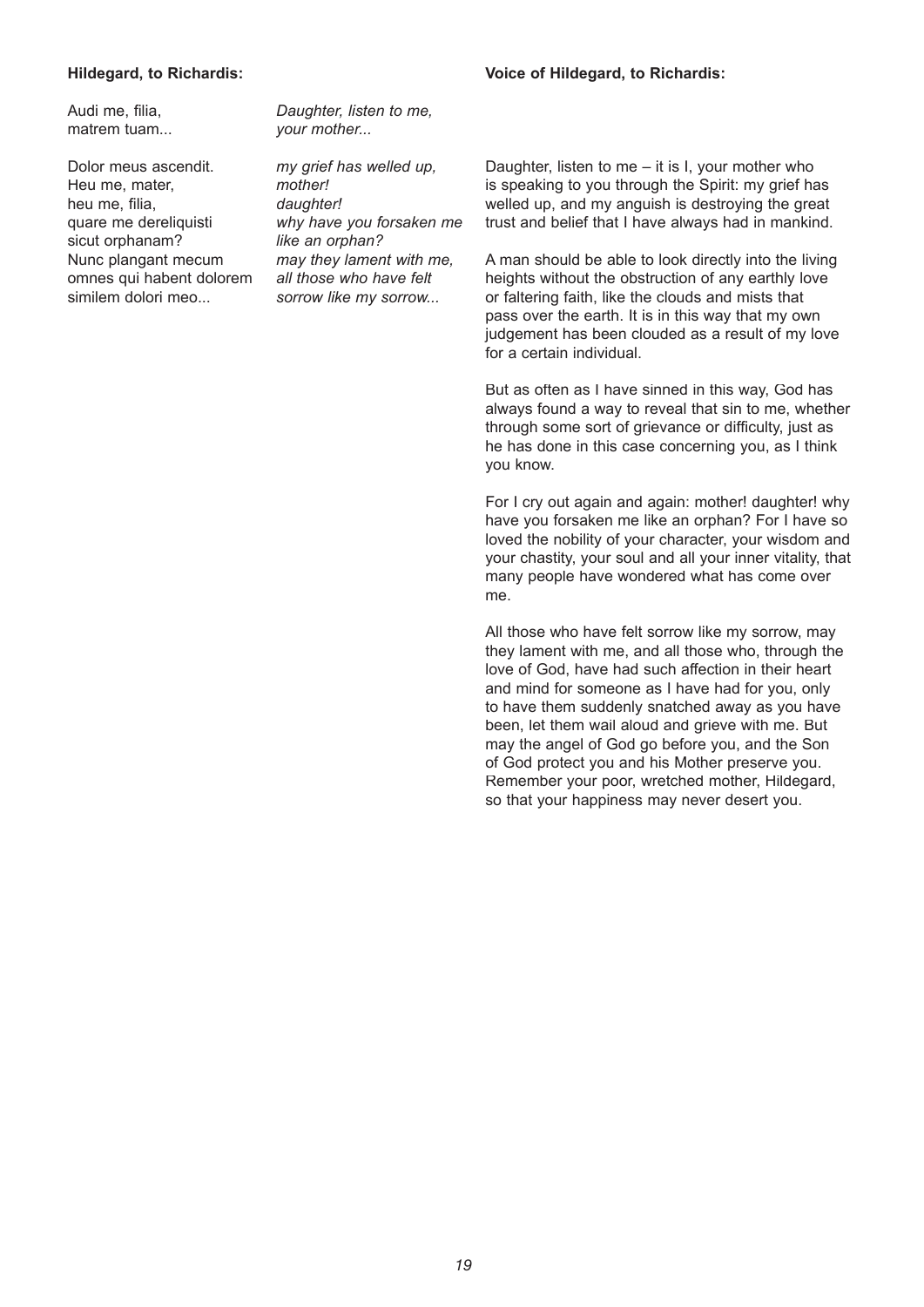**Hildegard, to Richardis:**

Audi me, filia,
matrem tuam...

*Daughter, listen to me,*
*your mother...*

Dolor meus ascendit.
Heu me, mater,
heu me, filia,
quare me dereliquisti
sicut orphanam?
Nunc plangant mecum
omnes qui habent dolorem
similem dolori meo...

*my grief has welled up,*
*mother!*
*daughter!*
*why have you forsaken me*
*like an orphan?*
*may they lament with me,*
*all those who have felt*
*sorrow like my sorrow...*

**Voice of Hildegard, to Richardis:**

Daughter, listen to me – it is I, your mother who is speaking to you through the Spirit: my grief has welled up, and my anguish is destroying the great trust and belief that I have always had in mankind.

A man should be able to look directly into the living heights without the obstruction of any earthly love or faltering faith, like the clouds and mists that pass over the earth. It is in this way that my own judgement has been clouded as a result of my love for a certain individual.

But as often as I have sinned in this way, God has always found a way to reveal that sin to me, whether through some sort of grievance or difficulty, just as he has done in this case concerning you, as I think you know.

For I cry out again and again: mother! daughter! why have you forsaken me like an orphan? For I have so loved the nobility of your character, your wisdom and your chastity, your soul and all your inner vitality, that many people have wondered what has come over me.

All those who have felt sorrow like my sorrow, may they lament with me, and all those who, through the love of God, have had such affection in their heart and mind for someone as I have had for you, only to have them suddenly snatched away as you have been, let them wail aloud and grieve with me. But may the angel of God go before you, and the Son of God protect you and his Mother preserve you. Remember your poor, wretched mother, Hildegard, so that your happiness may never desert you.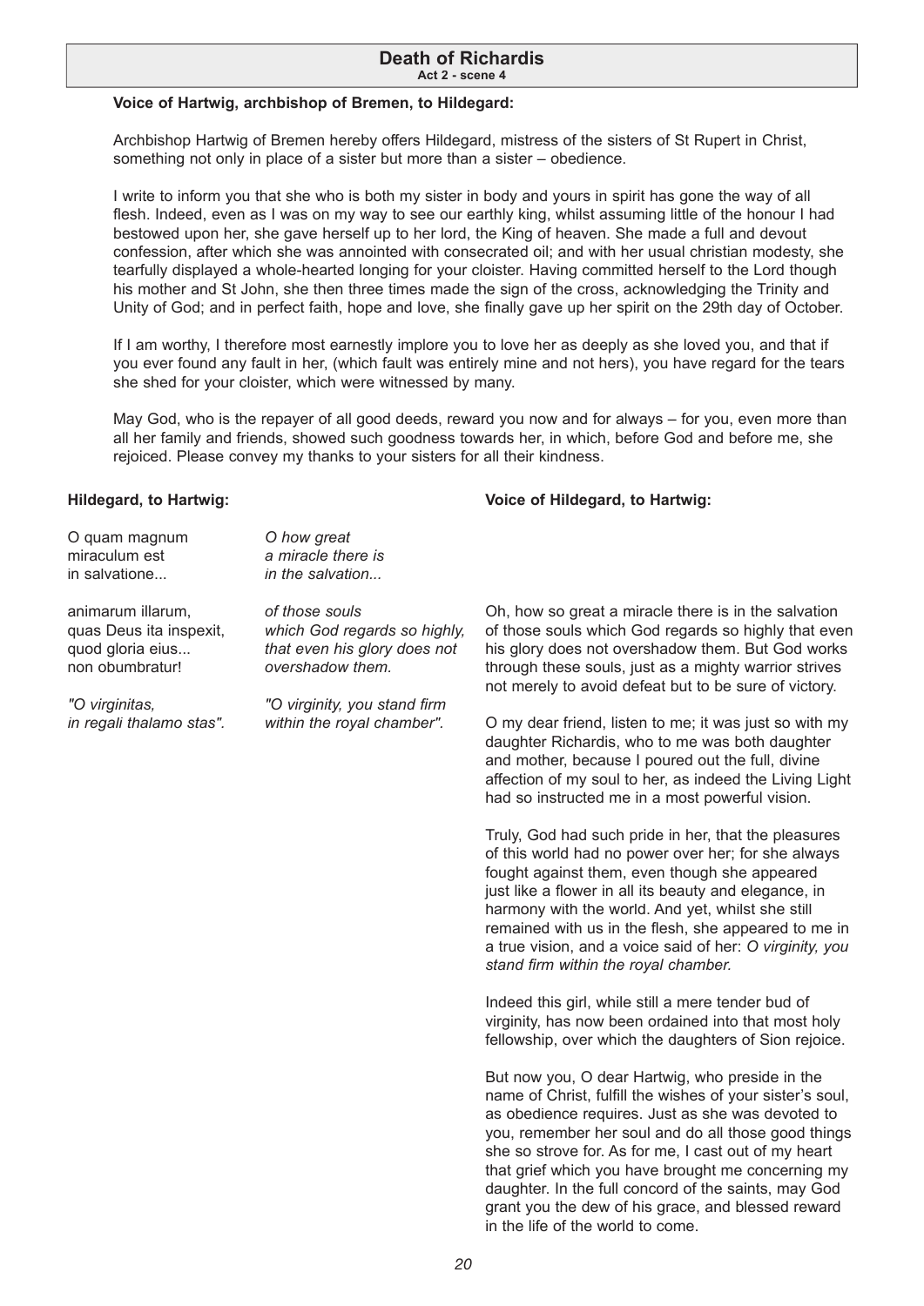## Death of Richardis

### Act 2 - scene 4

**Voice of Hartwig, archbishop of Bremen, to Hildegard:**

Archbishop Hartwig of Bremen hereby offers Hildegard, mistress of the sisters of St Rupert in Christ, something not only in place of a sister but more than a sister – obedience.

I write to inform you that she who is both my sister in body and yours in spirit has gone the way of all flesh. Indeed, even as I was on my way to see our earthly king, whilst assuming little of the honour I had bestowed upon her, she gave herself up to her lord, the King of heaven. She made a full and devout confession, after which she was annointed with consecrated oil; and with her usual christian modesty, she tearfully displayed a whole-hearted longing for your cloister. Having committed herself to the Lord though his mother and St John, she then three times made the sign of the cross, acknowledging the Trinity and Unity of God; and in perfect faith, hope and love, she finally gave up her spirit on the 29th day of October.

If I am worthy, I therefore most earnestly implore you to love her as deeply as she loved you, and that if you ever found any fault in her, (which fault was entirely mine and not hers), you have regard for the tears she shed for your cloister, which were witnessed by many.

May God, who is the repayer of all good deeds, reward you now and for always – for you, even more than all her family and friends, showed such goodness towards her, in which, before God and before me, she rejoiced. Please convey my thanks to your sisters for all their kindness.

**Hildegard, to Hartwig:**

| | |
|---|---|
| O quam magnum<br>miraculum est<br>in salvatione... | *O how great*<br>*a miracle there is*<br>*in the salvation...* |
| animarum illarum,<br>quas Deus ita inspexit,<br>quod gloria eius...<br>non obumbratur! | *of those souls*<br>*which God regards so highly,*<br>*that even his glory does not*<br>*overshadow them.* |
| *"O virginitas,*<br>*in regali thalamo stas".* | *"O virginity, you stand firm*<br>*within the royal chamber".* |

**Voice of Hildegard, to Hartwig:**

Oh, how so great a miracle there is in the salvation of those souls which God regards so highly that even his glory does not overshadow them. But God works through these souls, just as a mighty warrior strives not merely to avoid defeat but to be sure of victory.

O my dear friend, listen to me; it was just so with my daughter Richardis, who to me was both daughter and mother, because I poured out the full, divine affection of my soul to her, as indeed the Living Light had so instructed me in a most powerful vision.

Truly, God had such pride in her, that the pleasures of this world had no power over her; for she always fought against them, even though she appeared just like a flower in all its beauty and elegance, in harmony with the world. And yet, whilst she still remained with us in the flesh, she appeared to me in a true vision, and a voice said of her: *O virginity, you stand firm within the royal chamber.*

Indeed this girl, while still a mere tender bud of virginity, has now been ordained into that most holy fellowship, over which the daughters of Sion rejoice.

But now you, O dear Hartwig, who preside in the name of Christ, fulfill the wishes of your sister's soul, as obedience requires. Just as she was devoted to you, remember her soul and do all those good things she so strove for. As for me, I cast out of my heart that grief which you have brought me concerning my daughter. In the full concord of the saints, may God grant you the dew of his grace, and blessed reward in the life of the world to come.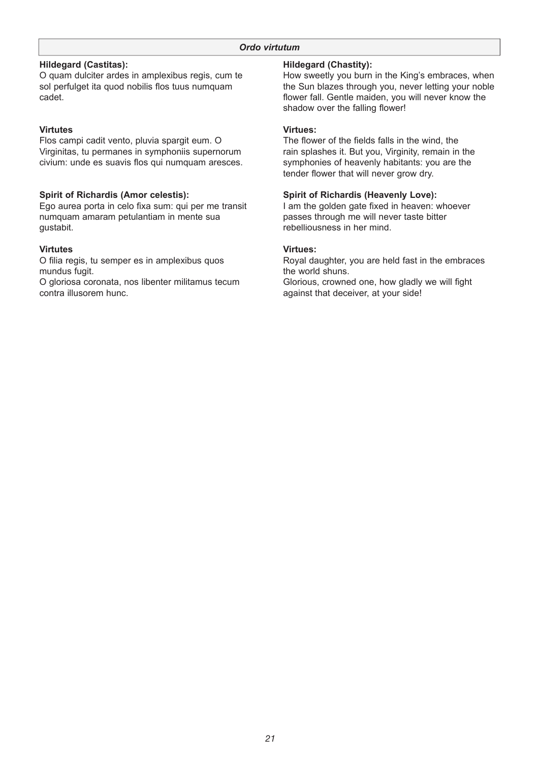*Ordo virtutum*

**Hildegard (Castitas):**
O quam dulciter ardes in amplexibus regis, cum te sol perfulget ita quod nobilis flos tuus numquam cadet.

**Hildegard (Chastity):**
How sweetly you burn in the King's embraces, when the Sun blazes through you, never letting your noble flower fall. Gentle maiden, you will never know the shadow over the falling flower!

**Virtutes**
Flos campi cadit vento, pluvia spargit eum. O Virginitas, tu permanes in symphoniis supernorum civium: unde es suavis flos qui numquam aresces.

**Virtues:**
The flower of the fields falls in the wind, the rain splashes it. But you, Virginity, remain in the symphonies of heavenly habitants: you are the tender flower that will never grow dry.

**Spirit of Richardis (Amor celestis):**
Ego aurea porta in celo fixa sum: qui per me transit numquam amaram petulantiam in mente sua gustabit.

**Spirit of Richardis (Heavenly Love):**
I am the golden gate fixed in heaven: whoever passes through me will never taste bitter rebelliousness in her mind.

**Virtutes**
O filia regis, tu semper es in amplexibus quos mundus fugit.
O gloriosa coronata, nos libenter militamus tecum contra illusorem hunc.

**Virtues:**
Royal daughter, you are held fast in the embraces the world shuns.
Glorious, crowned one, how gladly we will fight against that deceiver, at your side!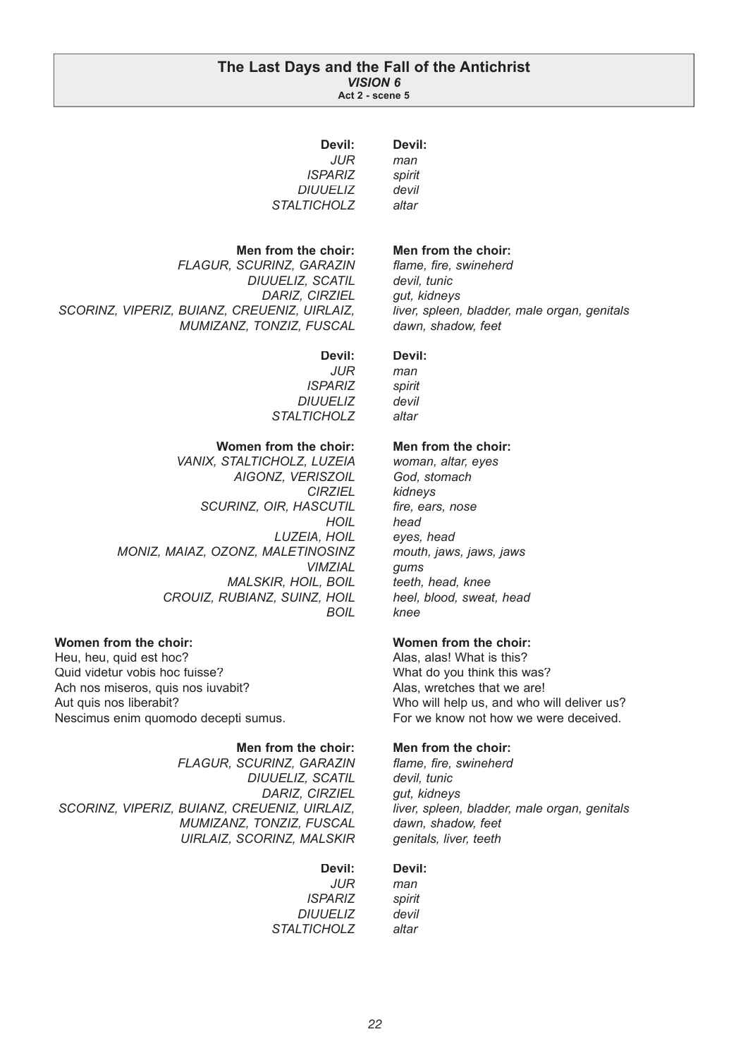## The Last Days and the Fall of the Antichrist

***VISION 6***

**Act 2 - scene 5**

| | |
|---|---|
| **Devil:** | **Devil:** |
| *JUR* | *man* |
| *ISPARIZ* | *spirit* |
| *DIUUELIZ* | *devil* |
| *STALTICHOLZ* | *altar* |
| | |
| **Men from the choir:** | **Men from the choir:** |
| *FLAGUR, SCURINZ, GARAZIN* | *flame, fire, swineherd* |
| *DIUUELIZ, SCATIL* | *devil, tunic* |
| *DARIZ, CIRZIEL* | *gut, kidneys* |
| *SCORINZ, VIPERIZ, BUIANZ, CREUENIZ, UIRLAIZ,* | *liver, spleen, bladder, male organ, genitals* |
| *MUMIZANZ, TONZIZ, FUSCAL* | *dawn, shadow, feet* |
| | |
| **Devil:** | **Devil:** |
| *JUR* | *man* |
| *ISPARIZ* | *spirit* |
| *DIUUELIZ* | *devil* |
| *STALTICHOLZ* | *altar* |
| | |
| **Women from the choir:** | **Men from the choir:** |
| *VANIX, STALTICHOLZ, LUZEIA* | *woman, altar, eyes* |
| *AIGONZ, VERISZOIL* | *God, stomach* |
| *CIRZIEL* | *kidneys* |
| *SCURINZ, OIR, HASCUTIL* | *fire, ears, nose* |
| *HOIL* | *head* |
| *LUZEIA, HOIL* | *eyes, head* |
| *MONIZ, MAIAZ, OZONZ, MALETINOSINZ* | *mouth, jaws, jaws, jaws* |
| *VIMZIAL* | *gums* |
| *MALSKIR, HOIL, BOIL* | *teeth, head, knee* |
| *CROUIZ, RUBIANZ, SUINZ, HOIL* | *heel, blood, sweat, head* |
| *BOIL* | *knee* |

| | |
|---|---|
| **Women from the choir:** | **Women from the choir:** |
| Heu, heu, quid est hoc? | Alas, alas! What is this? |
| Quid videtur vobis hoc fuisse? | What do you think this was? |
| Ach nos miseros, quis nos iuvabit? | Alas, wretches that we are! |
| Aut quis nos liberabit? | Who will help us, and who will deliver us? |
| Nescimus enim quomodo decepti sumus. | For we know not how we were deceived. |

| | |
|---|---|
| **Men from the choir:** | **Men from the choir:** |
| *FLAGUR, SCURINZ, GARAZIN* | *flame, fire, swineherd* |
| *DIUUELIZ, SCATIL* | *devil, tunic* |
| *DARIZ, CIRZIEL* | *gut, kidneys* |
| *SCORINZ, VIPERIZ, BUIANZ, CREUENIZ, UIRLAIZ,* | *liver, spleen, bladder, male organ, genitals* |
| *MUMIZANZ, TONZIZ, FUSCAL* | *dawn, shadow, feet* |
| *UIRLAIZ, SCORINZ, MALSKIR* | *genitals, liver, teeth* |
| | |
| **Devil:** | **Devil:** |
| *JUR* | *man* |
| *ISPARIZ* | *spirit* |
| *DIUUELIZ* | *devil* |
| *STALTICHOLZ* | *altar* |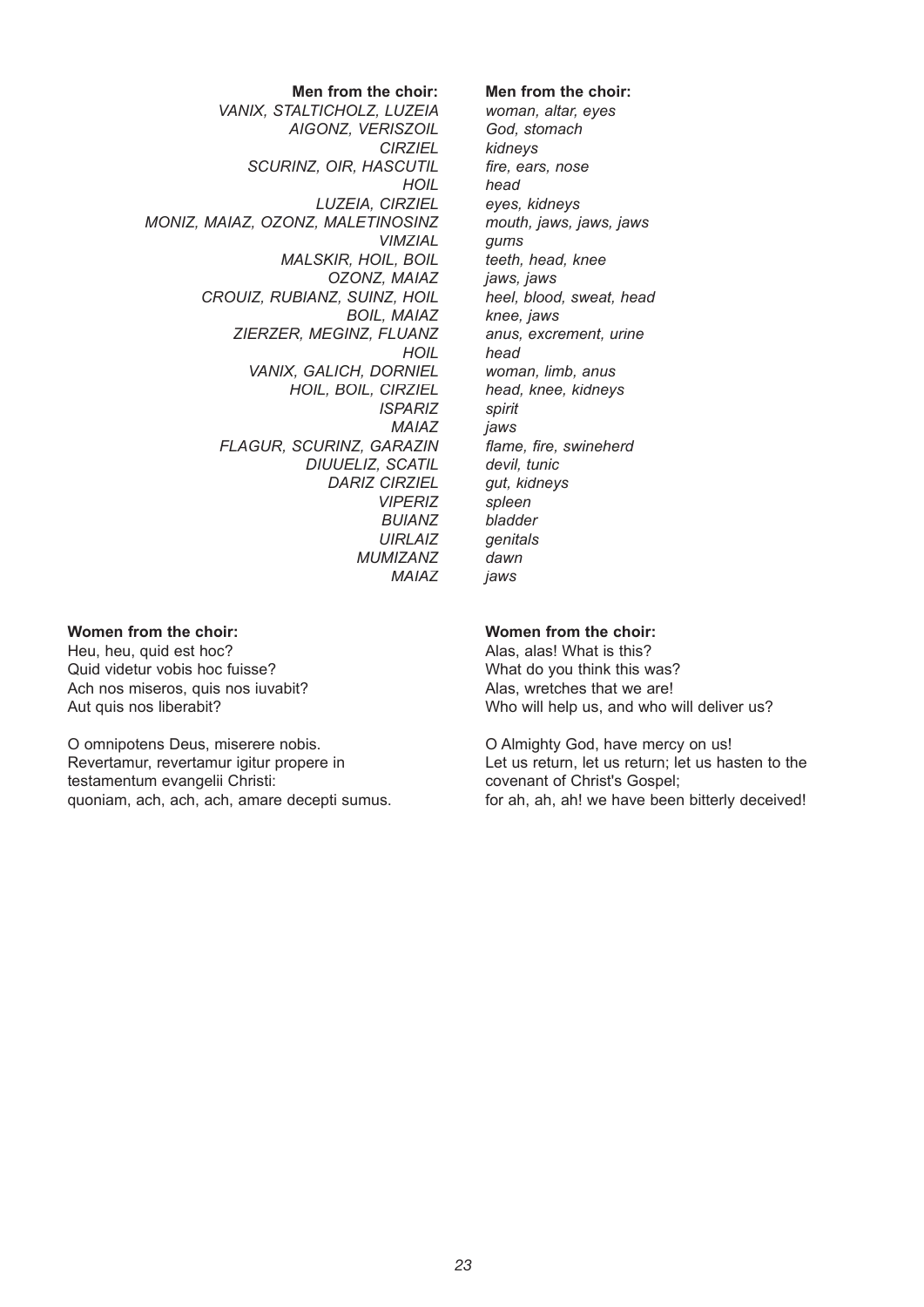| **Men from the choir:** | **Men from the choir:** |
|---|---|
| *VANIX, STALTICHOLZ, LUZEIA* | *woman, altar, eyes* |
| *AIGONZ, VERISZOIL* | *God, stomach* |
| *CIRZIEL* | *kidneys* |
| *SCURINZ, OIR, HASCUTIL* | *fire, ears, nose* |
| *HOIL* | *head* |
| *LUZEIA, CIRZIEL* | *eyes, kidneys* |
| *MONIZ, MAIAZ, OZONZ, MALETINOSINZ* | *mouth, jaws, jaws, jaws* |
| *VIMZIAL* | *gums* |
| *MALSKIR, HOIL, BOIL* | *teeth, head, knee* |
| *OZONZ, MAIAZ* | *jaws, jaws* |
| *CROUIZ, RUBIANZ, SUINZ, HOIL* | *heel, blood, sweat, head* |
| *BOIL, MAIAZ* | *knee, jaws* |
| *ZIERZER, MEGINZ, FLUANZ* | *anus, excrement, urine* |
| *HOIL* | *head* |
| *VANIX, GALICH, DORNIEL* | *woman, limb, anus* |
| *HOIL, BOIL, CIRZIEL* | *head, knee, kidneys* |
| *ISPARIZ* | *spirit* |
| *MAIAZ* | *jaws* |
| *FLAGUR, SCURINZ, GARAZIN* | *flame, fire, swineherd* |
| *DIUUELIZ, SCATIL* | *devil, tunic* |
| *DARIZ CIRZIEL* | *gut, kidneys* |
| *VIPERIZ* | *spleen* |
| *BUIANZ* | *bladder* |
| *UIRLAIZ* | *genitals* |
| *MUMIZANZ* | *dawn* |
| *MAIAZ* | *jaws* |

| **Women from the choir:** | **Women from the choir:** |
|---|---|
| Heu, heu, quid est hoc?<br>Quid videtur vobis hoc fuisse?<br>Ach nos miseros, quis nos iuvabit?<br>Aut quis nos liberabit? | Alas, alas! What is this?<br>What do you think this was?<br>Alas, wretches that we are!<br>Who will help us, and who will deliver us? |
| O omnipotens Deus, miserere nobis.<br>Revertamur, revertamur igitur propere in testamentum evangelii Christi:<br>quoniam, ach, ach, ach, amare decepti sumus. | O Almighty God, have mercy on us!<br>Let us return, let us return; let us hasten to the covenant of Christ's Gospel;<br>for ah, ah, ah! we have been bitterly deceived! |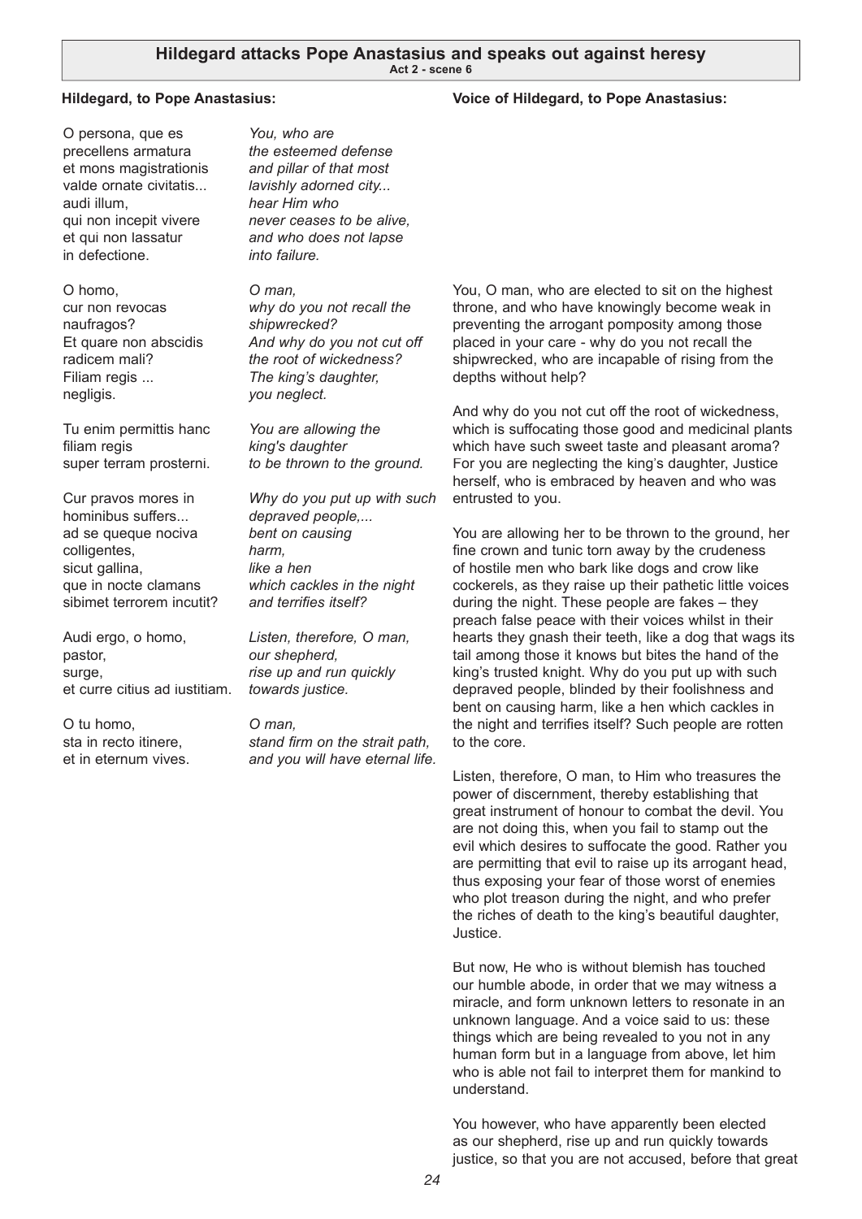## Hildegard attacks Pope Anastasius and speaks out against heresy

**Act 2 - scene 6**

**Hildegard, to Pope Anastasius:**

| Latin | English |
|---|---|
| O persona, que es<br>precellens armatura<br>et mons magistrationis<br>valde ornate civitatis...<br>audi illum,<br>qui non incepit vivere<br>et qui non lassatur<br>in defectione. | *You, who are*<br>*the esteemed defense*<br>*and pillar of that most*<br>*lavishly adorned city...*<br>*hear Him who*<br>*never ceases to be alive,*<br>*and who does not lapse*<br>*into failure.* |
| O homo,<br>cur non revocas<br>naufragos?<br>Et quare non abscidis<br>radicem mali?<br>Filiam regis ...<br>negligis. | *O man,*<br>*why do you not recall the*<br>*shipwrecked?*<br>*And why do you not cut off*<br>*the root of wickedness?*<br>*The king's daughter,*<br>*you neglect.* |
| Tu enim permittis hanc<br>filiam regis<br>super terram prosterni. | *You are allowing the*<br>*king's daughter*<br>*to be thrown to the ground.* |
| Cur pravos mores in<br>hominibus suffers...<br>ad se queque nociva<br>colligentes,<br>sicut gallina,<br>que in nocte clamans<br>sibimet terrorem incutit? | *Why do you put up with such*<br>*depraved people,...*<br>*bent on causing*<br>*harm,*<br>*like a hen*<br>*which cackles in the night*<br>*and terrifies itself?* |
| Audi ergo, o homo,<br>pastor,<br>surge,<br>et curre citius ad iustitiam. | *Listen, therefore, O man,*<br>*our shepherd,*<br>*rise up and run quickly*<br>*towards justice.* |
| O tu homo,<br>sta in recto itinere,<br>et in eternum vives. | *O man,*<br>*stand firm on the strait path,*<br>*and you will have eternal life.* |

**Voice of Hildegard, to Pope Anastasius:**

You, O man, who are elected to sit on the highest throne, and who have knowingly become weak in preventing the arrogant pomposity among those placed in your care - why do you not recall the shipwrecked, who are incapable of rising from the depths without help?

And why do you not cut off the root of wickedness, which is suffocating those good and medicinal plants which have such sweet taste and pleasant aroma? For you are neglecting the king's daughter, Justice herself, who is embraced by heaven and who was entrusted to you.

You are allowing her to be thrown to the ground, her fine crown and tunic torn away by the crudeness of hostile men who bark like dogs and crow like cockerels, as they raise up their pathetic little voices during the night. These people are fakes – they preach false peace with their voices whilst in their hearts they gnash their teeth, like a dog that wags its tail among those it knows but bites the hand of the king's trusted knight. Why do you put up with such depraved people, blinded by their foolishness and bent on causing harm, like a hen which cackles in the night and terrifies itself? Such people are rotten to the core.

Listen, therefore, O man, to Him who treasures the power of discernment, thereby establishing that great instrument of honour to combat the devil. You are not doing this, when you fail to stamp out the evil which desires to suffocate the good. Rather you are permitting that evil to raise up its arrogant head, thus exposing your fear of those worst of enemies who plot treason during the night, and who prefer the riches of death to the king's beautiful daughter, Justice.

But now, He who is without blemish has touched our humble abode, in order that we may witness a miracle, and form unknown letters to resonate in an unknown language. And a voice said to us: these things which are being revealed to you not in any human form but in a language from above, let him who is able not fail to interpret them for mankind to understand.

You however, who have apparently been elected as our shepherd, rise up and run quickly towards justice, so that you are not accused, before that great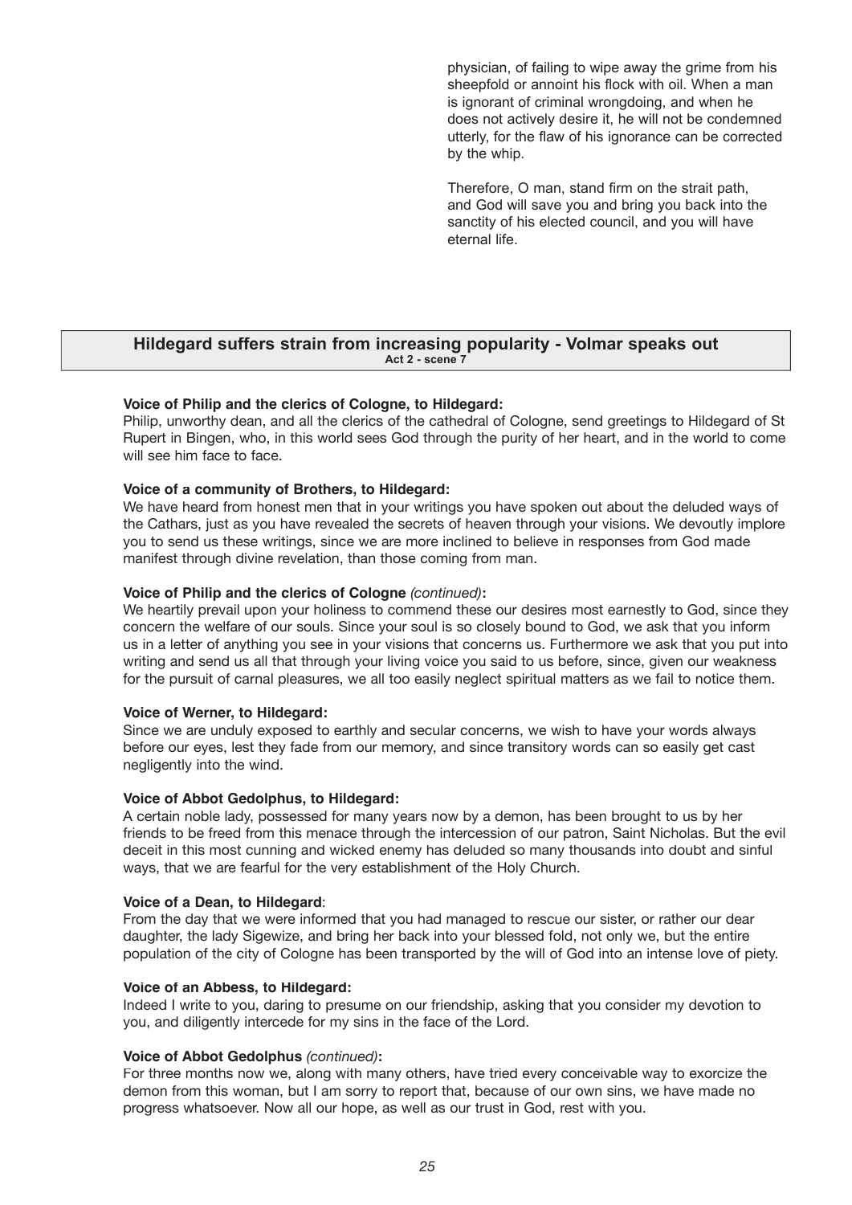physician, of failing to wipe away the grime from his sheepfold or annoint his flock with oil. When a man is ignorant of criminal wrongdoing, and when he does not actively desire it, he will not be condemned utterly, for the flaw of his ignorance can be corrected by the whip.

Therefore, O man, stand firm on the strait path, and God will save you and bring you back into the sanctity of his elected council, and you will have eternal life.

## Hildegard suffers strain from increasing popularity - Volmar speaks out

**Act 2 - scene 7**

**Voice of Philip and the clerics of Cologne, to Hildegard:**
Philip, unworthy dean, and all the clerics of the cathedral of Cologne, send greetings to Hildegard of St Rupert in Bingen, who, in this world sees God through the purity of her heart, and in the world to come will see him face to face.

**Voice of a community of Brothers, to Hildegard:**
We have heard from honest men that in your writings you have spoken out about the deluded ways of the Cathars, just as you have revealed the secrets of heaven through your visions. We devoutly implore you to send us these writings, since we are more inclined to believe in responses from God made manifest through divine revelation, than those coming from man.

**Voice of Philip and the clerics of Cologne** *(continued)***:**
We heartily prevail upon your holiness to commend these our desires most earnestly to God, since they concern the welfare of our souls. Since your soul is so closely bound to God, we ask that you inform us in a letter of anything you see in your visions that concerns us. Furthermore we ask that you put into writing and send us all that through your living voice you said to us before, since, given our weakness for the pursuit of carnal pleasures, we all too easily neglect spiritual matters as we fail to notice them.

**Voice of Werner, to Hildegard:**
Since we are unduly exposed to earthly and secular concerns, we wish to have your words always before our eyes, lest they fade from our memory, and since transitory words can so easily get cast negligently into the wind.

**Voice of Abbot Gedolphus, to Hildegard:**
A certain noble lady, possessed for many years now by a demon, has been brought to us by her friends to be freed from this menace through the intercession of our patron, Saint Nicholas. But the evil deceit in this most cunning and wicked enemy has deluded so many thousands into doubt and sinful ways, that we are fearful for the very establishment of the Holy Church.

**Voice of a Dean, to Hildegard**:
From the day that we were informed that you had managed to rescue our sister, or rather our dear daughter, the lady Sigewize, and bring her back into your blessed fold, not only we, but the entire population of the city of Cologne has been transported by the will of God into an intense love of piety.

**Voice of an Abbess, to Hildegard:**
Indeed I write to you, daring to presume on our friendship, asking that you consider my devotion to you, and diligently intercede for my sins in the face of the Lord.

**Voice of Abbot Gedolphus** *(continued)***:**
For three months now we, along with many others, have tried every conceivable way to exorcize the demon from this woman, but I am sorry to report that, because of our own sins, we have made no progress whatsoever. Now all our hope, as well as our trust in God, rest with you.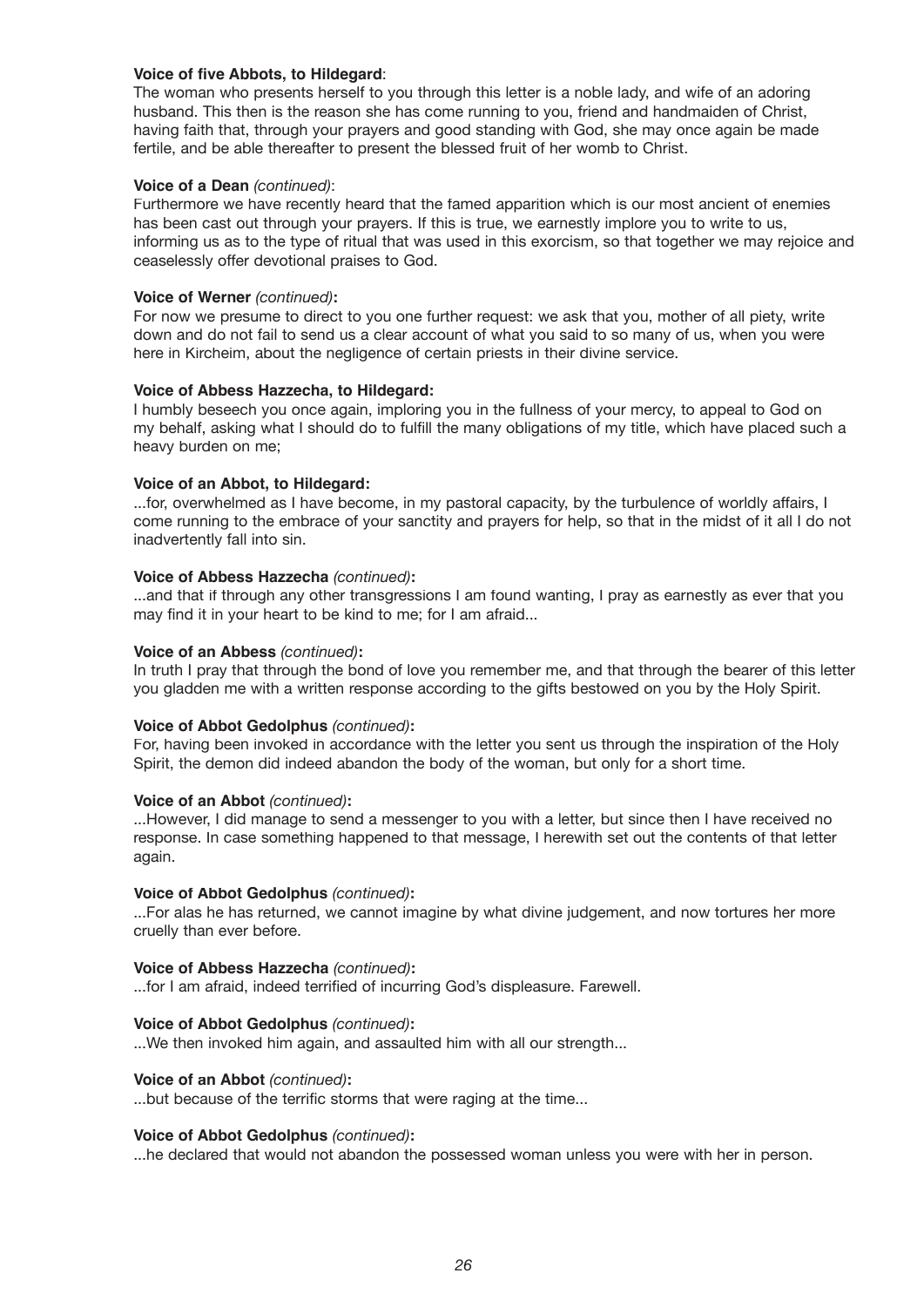**Voice of five Abbots, to Hildegard**:
The woman who presents herself to you through this letter is a noble lady, and wife of an adoring husband. This then is the reason she has come running to you, friend and handmaiden of Christ, having faith that, through your prayers and good standing with God, she may once again be made fertile, and be able thereafter to present the blessed fruit of her womb to Christ.

**Voice of a Dean** *(continued)*:
Furthermore we have recently heard that the famed apparition which is our most ancient of enemies has been cast out through your prayers. If this is true, we earnestly implore you to write to us, informing us as to the type of ritual that was used in this exorcism, so that together we may rejoice and ceaselessly offer devotional praises to God.

**Voice of Werner** *(continued)***:**
For now we presume to direct to you one further request: we ask that you, mother of all piety, write down and do not fail to send us a clear account of what you said to so many of us, when you were here in Kircheim, about the negligence of certain priests in their divine service.

**Voice of Abbess Hazzecha, to Hildegard:**
I humbly beseech you once again, imploring you in the fullness of your mercy, to appeal to God on my behalf, asking what I should do to fulfill the many obligations of my title, which have placed such a heavy burden on me;

**Voice of an Abbot, to Hildegard:**
...for, overwhelmed as I have become, in my pastoral capacity, by the turbulence of worldly affairs, I come running to the embrace of your sanctity and prayers for help, so that in the midst of it all I do not inadvertently fall into sin.

**Voice of Abbess Hazzecha** *(continued)***:**
...and that if through any other transgressions I am found wanting, I pray as earnestly as ever that you may find it in your heart to be kind to me; for I am afraid...

**Voice of an Abbess** *(continued)***:**
In truth I pray that through the bond of love you remember me, and that through the bearer of this letter you gladden me with a written response according to the gifts bestowed on you by the Holy Spirit.

**Voice of Abbot Gedolphus** *(continued)***:**
For, having been invoked in accordance with the letter you sent us through the inspiration of the Holy Spirit, the demon did indeed abandon the body of the woman, but only for a short time.

**Voice of an Abbot** *(continued)***:**
...However, I did manage to send a messenger to you with a letter, but since then I have received no response. In case something happened to that message, I herewith set out the contents of that letter again.

**Voice of Abbot Gedolphus** *(continued)***:**
...For alas he has returned, we cannot imagine by what divine judgement, and now tortures her more cruelly than ever before.

**Voice of Abbess Hazzecha** *(continued)***:**
...for I am afraid, indeed terrified of incurring God's displeasure. Farewell.

**Voice of Abbot Gedolphus** *(continued)***:**
...We then invoked him again, and assaulted him with all our strength...

**Voice of an Abbot** *(continued)***:**
...but because of the terrific storms that were raging at the time...

**Voice of Abbot Gedolphus** *(continued)***:**
...he declared that would not abandon the possessed woman unless you were with her in person.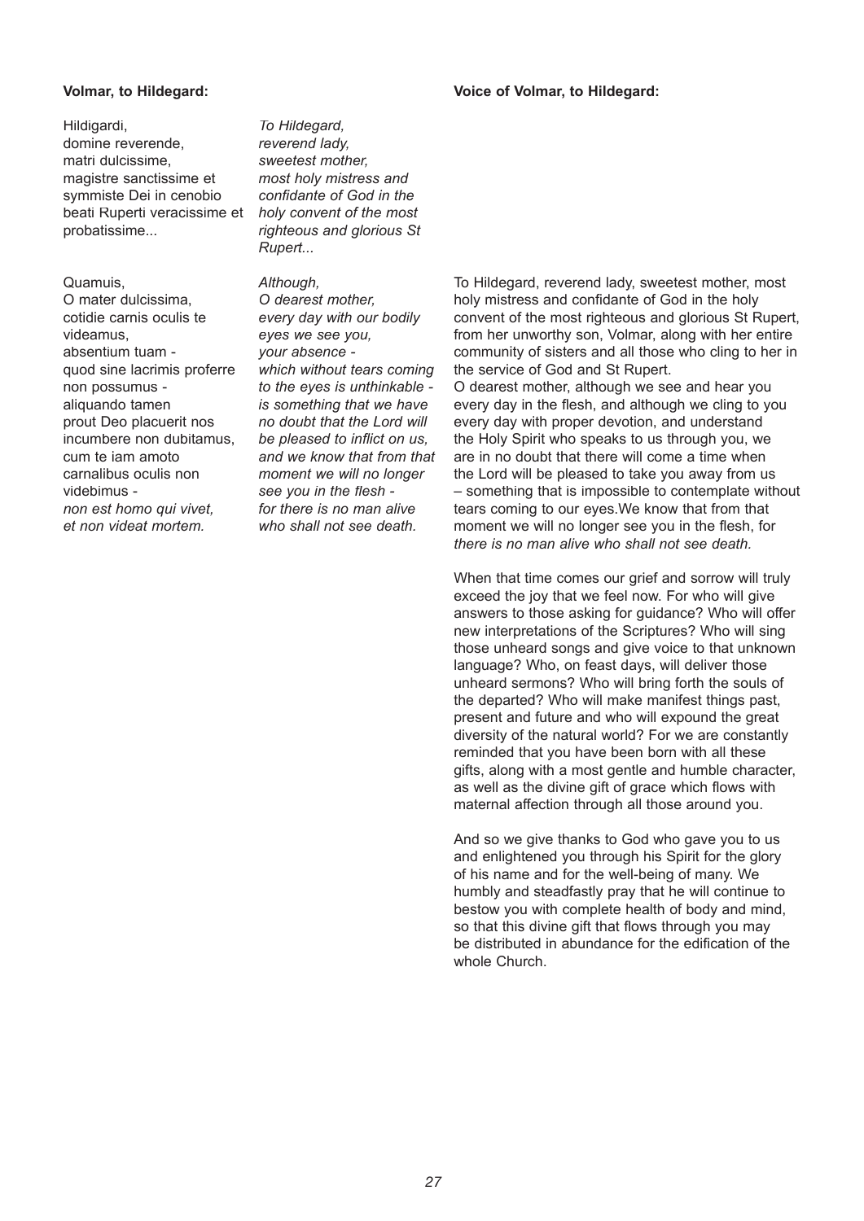**Volmar, to Hildegard:**

Hildigardi,
domine reverende,
matri dulcissime,
magistre sanctissime et
symmiste Dei in cenobio
beati Ruperti veracissime et
probatissime...

*To Hildegard,*
*reverend lady,*
*sweetest mother,*
*most holy mistress and*
*confidante of God in the*
*holy convent of the most*
*righteous and glorious St*
*Rupert...*

Quamuis,
O mater dulcissima,
cotidie carnis oculis te
videamus,
absentium tuam -
quod sine lacrimis proferre
non possumus -
aliquando tamen
prout Deo placuerit nos
incumbere non dubitamus,
cum te iam amoto
carnalibus oculis non
videbimus -
*non est homo qui vivet,*
*et non videat mortem.*

*Although,*
*O dearest mother,*
*every day with our bodily*
*eyes we see you,*
*your absence -*
*which without tears coming*
*to the eyes is unthinkable -*
*is something that we have*
*no doubt that the Lord will*
*be pleased to inflict on us,*
*and we know that from that*
*moment we will no longer*
*see you in the flesh -*
*for there is no man alive*
*who shall not see death.*

**Voice of Volmar, to Hildegard:**

To Hildegard, reverend lady, sweetest mother, most holy mistress and confidante of God in the holy convent of the most righteous and glorious St Rupert, from her unworthy son, Volmar, along with her entire community of sisters and all those who cling to her in the service of God and St Rupert.
O dearest mother, although we see and hear you every day in the flesh, and although we cling to you every day with proper devotion, and understand the Holy Spirit who speaks to us through you, we are in no doubt that there will come a time when the Lord will be pleased to take you away from us – something that is impossible to contemplate without tears coming to our eyes.We know that from that moment we will no longer see you in the flesh, for *there is no man alive who shall not see death.*

When that time comes our grief and sorrow will truly exceed the joy that we feel now. For who will give answers to those asking for guidance? Who will offer new interpretations of the Scriptures? Who will sing those unheard songs and give voice to that unknown language? Who, on feast days, will deliver those unheard sermons? Who will bring forth the souls of the departed? Who will make manifest things past, present and future and who will expound the great diversity of the natural world? For we are constantly reminded that you have been born with all these gifts, along with a most gentle and humble character, as well as the divine gift of grace which flows with maternal affection through all those around you.

And so we give thanks to God who gave you to us and enlightened you through his Spirit for the glory of his name and for the well-being of many. We humbly and steadfastly pray that he will continue to bestow you with complete health of body and mind, so that this divine gift that flows through you may be distributed in abundance for the edification of the whole Church.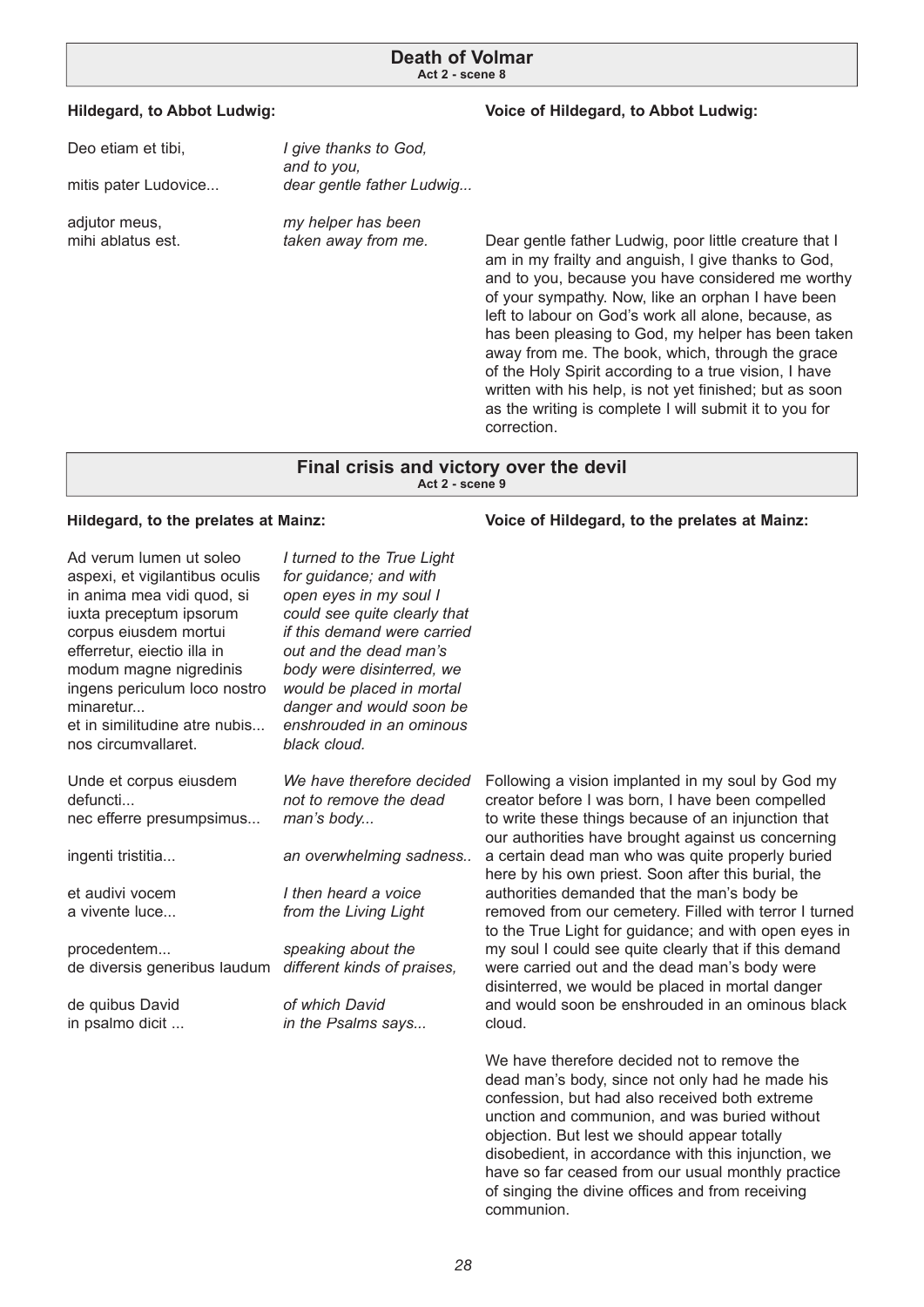## Death of Volmar
**Act 2 - scene 8**

| Hildegard, to Abbot Ludwig: | | Voice of Hildegard, to Abbot Ludwig: |
|---|---|---|
| Deo etiam et tibi, | *I give thanks to God, and to you,* | |
| mitis pater Ludovice... | *dear gentle father Ludwig...* | |
| adjutor meus, mihi ablatus est. | *my helper has been taken away from me.* | Dear gentle father Ludwig, poor little creature that I am in my frailty and anguish, I give thanks to God, and to you, because you have considered me worthy of your sympathy. Now, like an orphan I have been left to labour on God's work all alone, because, as has been pleasing to God, my helper has been taken away from me. The book, which, through the grace of the Holy Spirit according to a true vision, I have written with his help, is not yet finished; but as soon as the writing is complete I will submit it to you for correction. |

## Final crisis and victory over the devil
**Act 2 - scene 9**

| Hildegard, to the prelates at Mainz: | | Voice of Hildegard, to the prelates at Mainz: |
|---|---|---|
| Ad verum lumen ut soleo aspexi, et vigilantibus oculis in anima mea vidi quod, si iuxta preceptum ipsorum corpus eiusdem mortui efferretur, eiectio illa in modum magne nigredinis ingens periculum loco nostro minaretur... et in similitudine atre nubis... nos circumvallaret. | *I turned to the True Light for guidance; and with open eyes in my soul I could see quite clearly that if this demand were carried out and the dead man's body were disinterred, we would be placed in mortal danger and would soon be enshrouded in an ominous black cloud.* | |
| Unde et corpus eiusdem defuncti... nec efferre presumpsimus... | *We have therefore decided not to remove the dead man's body...* | Following a vision implanted in my soul by God my creator before I was born, I have been compelled to write these things because of an injunction that our authorities have brought against us concerning a certain dead man who was quite properly buried here by his own priest. Soon after this burial, the authorities demanded that the man's body be removed from our cemetery. Filled with terror I turned to the True Light for guidance; and with open eyes in my soul I could see quite clearly that if this demand were carried out and the dead man's body were disinterred, we would be placed in mortal danger and would soon be enshrouded in an ominous black cloud. |
| ingenti tristitia... | *an overwhelming sadness..* | |
| et audivi vocem a vivente luce... | *I then heard a voice from the Living Light* | |
| procedentem... de diversis generibus laudum | *speaking about the different kinds of praises,* | |
| de quibus David in psalmo dicit ... | *of which David in the Psalms says...* | We have therefore decided not to remove the dead man's body, since not only had he made his confession, but had also received both extreme unction and communion, and was buried without objection. But lest we should appear totally disobedient, in accordance with this injunction, we have so far ceased from our usual monthly practice of singing the divine offices and from receiving communion. |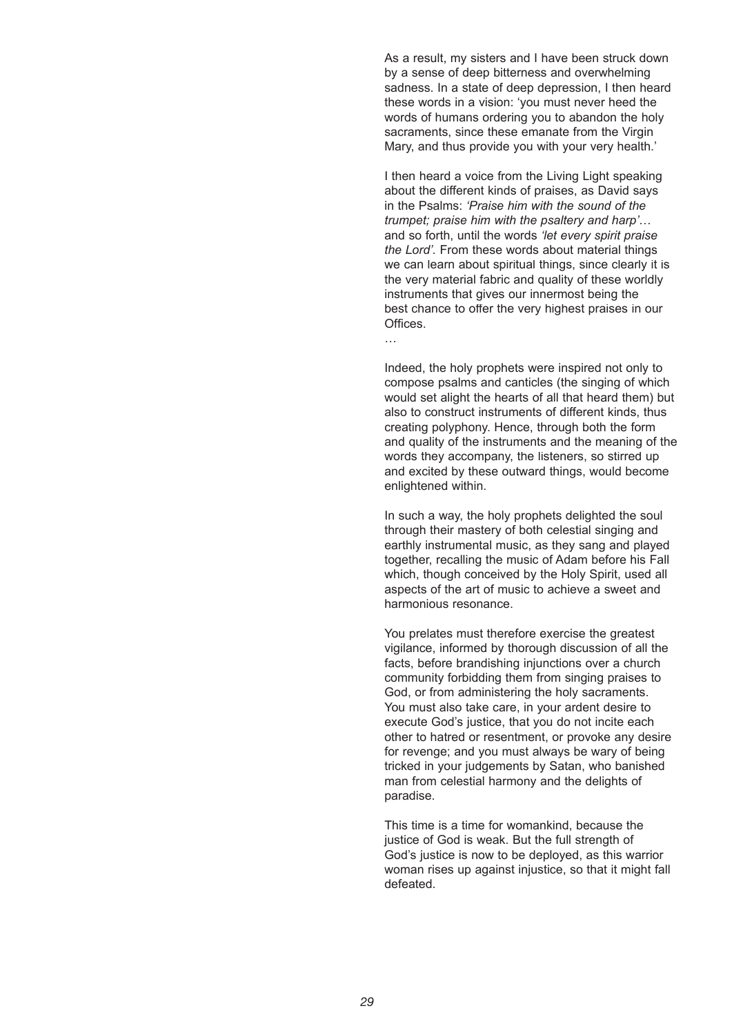As a result, my sisters and I have been struck down by a sense of deep bitterness and overwhelming sadness. In a state of deep depression, I then heard these words in a vision: 'you must never heed the words of humans ordering you to abandon the holy sacraments, since these emanate from the Virgin Mary, and thus provide you with your very health.'

I then heard a voice from the Living Light speaking about the different kinds of praises, as David says in the Psalms: *'Praise him with the sound of the trumpet; praise him with the psaltery and harp'*… and so forth, until the words *'let every spirit praise the Lord'.* From these words about material things we can learn about spiritual things, since clearly it is the very material fabric and quality of these worldly instruments that gives our innermost being the best chance to offer the very highest praises in our Offices.

…

Indeed, the holy prophets were inspired not only to compose psalms and canticles (the singing of which would set alight the hearts of all that heard them) but also to construct instruments of different kinds, thus creating polyphony. Hence, through both the form and quality of the instruments and the meaning of the words they accompany, the listeners, so stirred up and excited by these outward things, would become enlightened within.

In such a way, the holy prophets delighted the soul through their mastery of both celestial singing and earthly instrumental music, as they sang and played together, recalling the music of Adam before his Fall which, though conceived by the Holy Spirit, used all aspects of the art of music to achieve a sweet and harmonious resonance.

You prelates must therefore exercise the greatest vigilance, informed by thorough discussion of all the facts, before brandishing injunctions over a church community forbidding them from singing praises to God, or from administering the holy sacraments. You must also take care, in your ardent desire to execute God's justice, that you do not incite each other to hatred or resentment, or provoke any desire for revenge; and you must always be wary of being tricked in your judgements by Satan, who banished man from celestial harmony and the delights of paradise.

This time is a time for womankind, because the justice of God is weak. But the full strength of God's justice is now to be deployed, as this warrior woman rises up against injustice, so that it might fall defeated.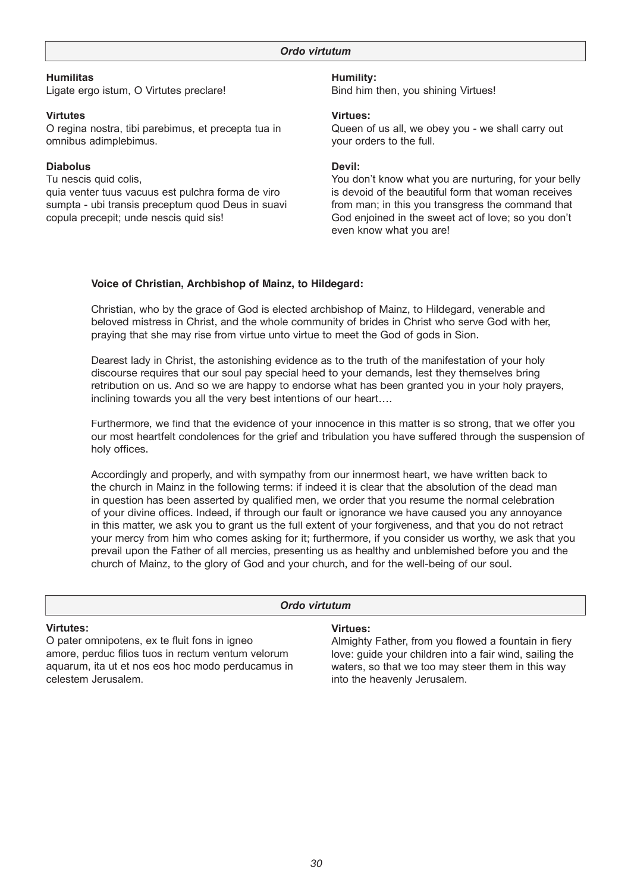### *Ordo virtutum*

**Humilitas**
Ligate ergo istum, O Virtutes preclare!

**Humility:**
Bind him then, you shining Virtues!

**Virtutes**
O regina nostra, tibi parebimus, et precepta tua in omnibus adimplebimus.

**Virtues:**
Queen of us all, we obey you - we shall carry out your orders to the full.

**Diabolus**
Tu nescis quid colis,
quia venter tuus vacuus est pulchra forma de viro sumpta - ubi transis preceptum quod Deus in suavi copula precepit; unde nescis quid sis!

**Devil:**
You don't know what you are nurturing, for your belly is devoid of the beautiful form that woman receives from man; in this you transgress the command that God enjoined in the sweet act of love; so you don't even know what you are!

**Voice of Christian, Archbishop of Mainz, to Hildegard:**

Christian, who by the grace of God is elected archbishop of Mainz, to Hildegard, venerable and beloved mistress in Christ, and the whole community of brides in Christ who serve God with her, praying that she may rise from virtue unto virtue to meet the God of gods in Sion.

Dearest lady in Christ, the astonishing evidence as to the truth of the manifestation of your holy discourse requires that our soul pay special heed to your demands, lest they themselves bring retribution on us. And so we are happy to endorse what has been granted you in your holy prayers, inclining towards you all the very best intentions of our heart….

Furthermore, we find that the evidence of your innocence in this matter is so strong, that we offer you our most heartfelt condolences for the grief and tribulation you have suffered through the suspension of holy offices.

Accordingly and properly, and with sympathy from our innermost heart, we have written back to the church in Mainz in the following terms: if indeed it is clear that the absolution of the dead man in question has been asserted by qualified men, we order that you resume the normal celebration of your divine offices. Indeed, if through our fault or ignorance we have caused you any annoyance in this matter, we ask you to grant us the full extent of your forgiveness, and that you do not retract your mercy from him who comes asking for it; furthermore, if you consider us worthy, we ask that you prevail upon the Father of all mercies, presenting us as healthy and unblemished before you and the church of Mainz, to the glory of God and your church, and for the well-being of our soul.

### *Ordo virtutum*

**Virtutes:**
O pater omnipotens, ex te fluit fons in igneo amore, perduc filios tuos in rectum ventum velorum aquarum, ita ut et nos eos hoc modo perducamus in celestem Jerusalem.

**Virtues:**
Almighty Father, from you flowed a fountain in fiery love: guide your children into a fair wind, sailing the waters, so that we too may steer them in this way into the heavenly Jerusalem.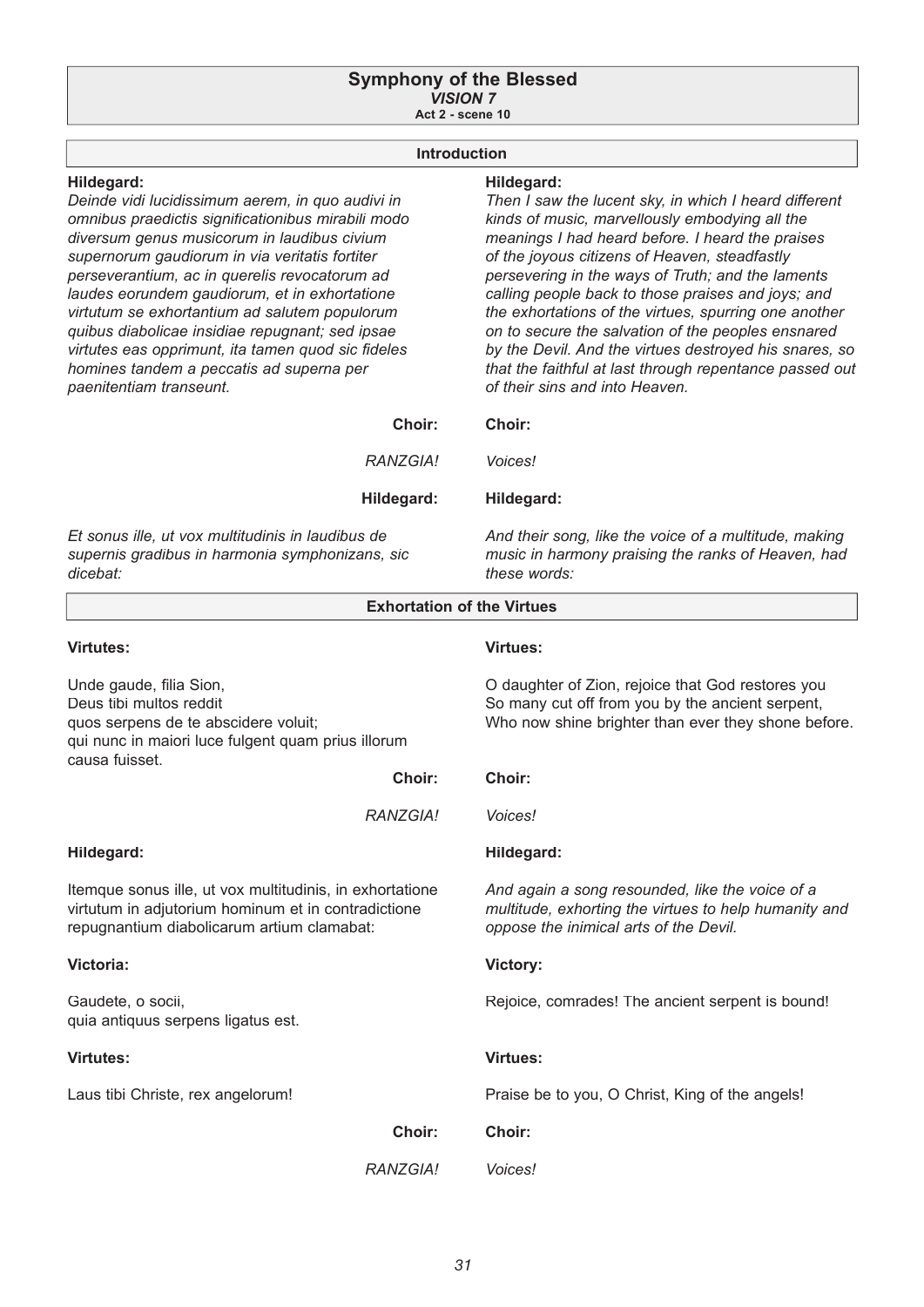# Symphony of the Blessed

## *VISION 7*

**Act 2 - scene 10**

### Introduction

**Hildegard:**

*Deinde vidi lucidissimum aerem, in quo audivi in omnibus praedictis significationibus mirabili modo diversum genus musicorum in laudibus civium supernorum gaudiorum in via veritatis fortiter perseverantium, ac in querelis revocatorum ad laudes eorundem gaudiorum, et in exhortatione virtutum se exhortantium ad salutem populorum quibus diabolicae insidiae repugnant; sed ipsae virtutes eas opprimunt, ita tamen quod sic fideles homines tandem a peccatis ad superna per paenitentiam transeunt.*

**Hildegard:**

*Then I saw the lucent sky, in which I heard different kinds of music, marvellously embodying all the meanings I had heard before. I heard the praises of the joyous citizens of Heaven, steadfastly persevering in the ways of Truth; and the laments calling people back to those praises and joys; and the exhortations of the virtues, spurring one another on to secure the salvation of the peoples ensnared by the Devil. And the virtues destroyed his snares, so that the faithful at last through repentance passed out of their sins and into Heaven.*

**Choir:**

*RANZGIA!*

**Choir:**

*Voices!*

**Hildegard:**

*Et sonus ille, ut vox multitudinis in laudibus de supernis gradibus in harmonia symphonizans, sic dicebat:*

**Hildegard:**

*And their song, like the voice of a multitude, making music in harmony praising the ranks of Heaven, had these words:*

### Exhortation of the Virtues

**Virtutes:**

Unde gaude, filia Sion,
Deus tibi multos reddit
quos serpens de te abscidere voluit;
qui nunc in maiori luce fulgent quam prius illorum causa fuisset.

**Virtues:**

O daughter of Zion, rejoice that God restores you
So many cut off from you by the ancient serpent,
Who now shine brighter than ever they shone before.

**Choir:**

*RANZGIA!*

**Choir:**

*Voices!*

**Hildegard:**

Itemque sonus ille, ut vox multitudinis, in exhortatione virtutum in adjutorium hominum et in contradictione repugnantium diabolicarum artium clamabat:

**Hildegard:**

*And again a song resounded, like the voice of a multitude, exhorting the virtues to help humanity and oppose the inimical arts of the Devil.*

**Victoria:**

Gaudete, o socii,
quia antiquus serpens ligatus est.

**Victory:**

Rejoice, comrades! The ancient serpent is bound!

**Virtutes:**

Laus tibi Christe, rex angelorum!

**Virtues:**

Praise be to you, O Christ, King of the angels!

**Choir:**

*RANZGIA!*

**Choir:**

*Voices!*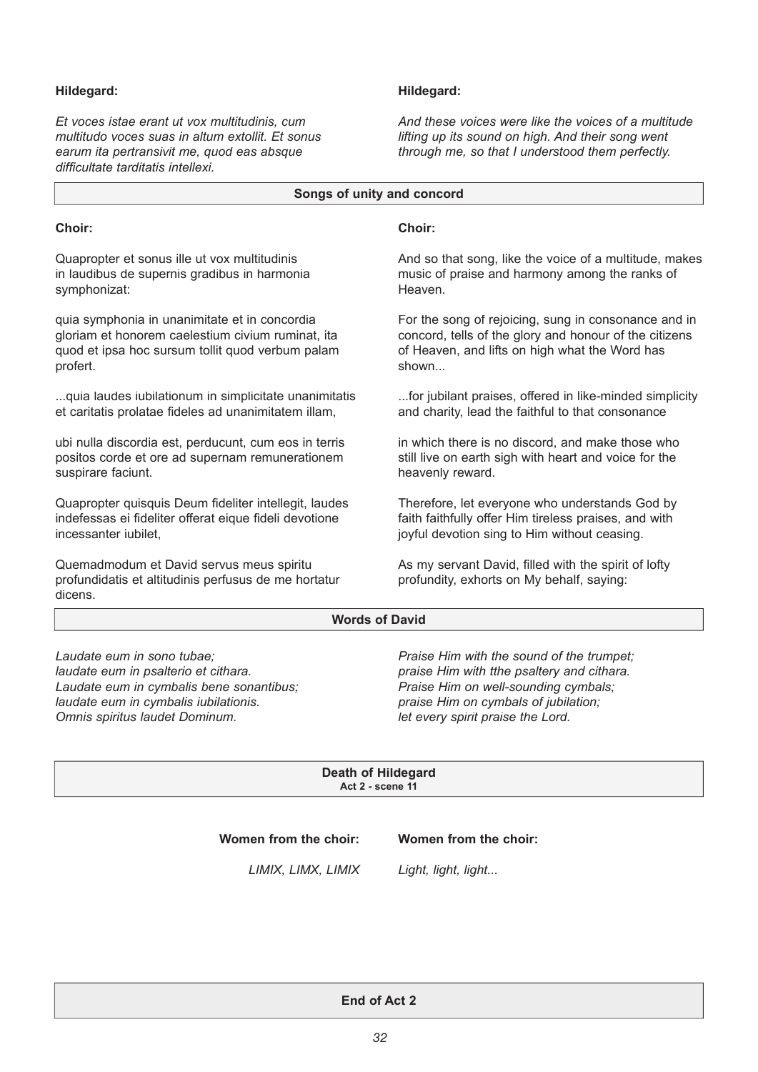**Hildegard:**

*Et voces istae erant ut vox multitudinis, cum multitudo voces suas in altum extollit. Et sonus earum ita pertransivit me, quod eas absque difficultate tarditatis intellexi.*

**Hildegard:**

*And these voices were like the voices of a multitude lifting up its sound on high. And their song went through me, so that I understood them perfectly.*

### Songs of unity and concord

**Choir:**

Quapropter et sonus ille ut vox multitudinis in laudibus de supernis gradibus in harmonia symphonizat:

quia symphonia in unanimitate et in concordia gloriam et honorem caelestium civium ruminat, ita quod et ipsa hoc sursum tollit quod verbum palam profert.

...quia laudes iubilationum in simplicitate unanimitatis et caritatis prolatae fideles ad unanimitatem illam,

ubi nulla discordia est, perducunt, cum eos in terris positos corde et ore ad supernam remunerationem suspirare faciunt.

Quapropter quisquis Deum fideliter intellegit, laudes indefessas ei fideliter offerat eique fideli devotione incessanter iubilet,

Quemadmodum et David servus meus spiritu profundidatis et altitudinis perfusus de me hortatur dicens.

**Choir:**

And so that song, like the voice of a multitude, makes music of praise and harmony among the ranks of Heaven.

For the song of rejoicing, sung in consonance and in concord, tells of the glory and honour of the citizens of Heaven, and lifts on high what the Word has shown...

...for jubilant praises, offered in like-minded simplicity and charity, lead the faithful to that consonance

in which there is no discord, and make those who still live on earth sigh with heart and voice for the heavenly reward.

Therefore, let everyone who understands God by faith faithfully offer Him tireless praises, and with joyful devotion sing to Him without ceasing.

As my servant David, filled with the spirit of lofty profundity, exhorts on My behalf, saying:

### Words of David

*Laudate eum in sono tubae;*
*laudate eum in psalterio et cithara.*
*Laudate eum in cymbalis bene sonantibus;*
*laudate eum in cymbalis iubilationis.*
*Omnis spiritus laudet Dominum.*

*Praise Him with the sound of the trumpet;*
*praise Him with tthe psaltery and cithara.*
*Praise Him on well-sounding cymbals;*
*praise Him on cymbals of jubilation;*
*let every spirit praise the Lord.*

### Death of Hildegard
**Act 2 - scene 11**

**Women from the choir:**

*LIMIX, LIMX, LIMIX*

**Women from the choir:**

*Light, light, light...*

### End of Act 2